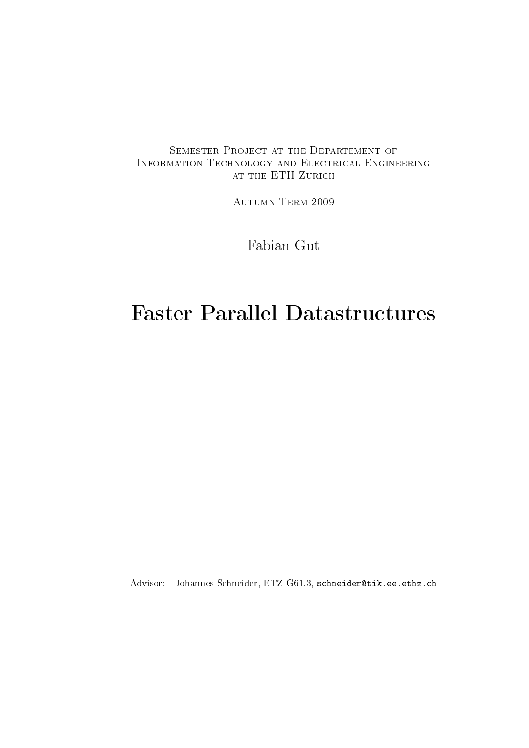Semester Project at the Departement of
Information Technology and Electrical Engineering
at the ETH Zurich

Autumn Term 2009

Fabian Gut

# Faster Parallel Datastructures

Advisor: Johannes Schneider, ETZ G61.3, schneider@tik.ee.ethz.ch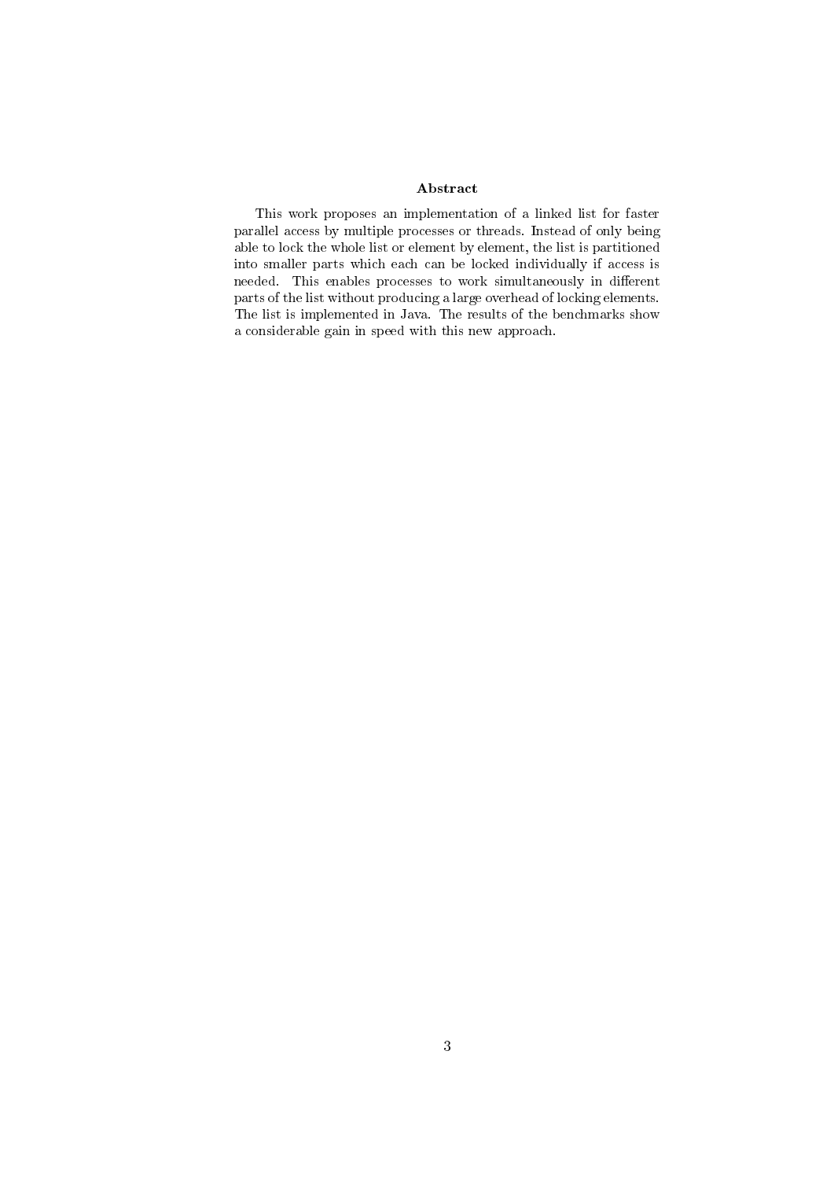## Abstract

This work proposes an implementation of a linked list for faster parallel access by multiple processes or threads. Instead of only being able to lock the whole list or element by element, the list is partitioned into smaller parts which each can be locked individually if access is needed. This enables processes to work simultaneously in different parts of the list without producing a large overhead of locking elements. The list is implemented in Java. The results of the benchmarks show a considerable gain in speed with this new approach.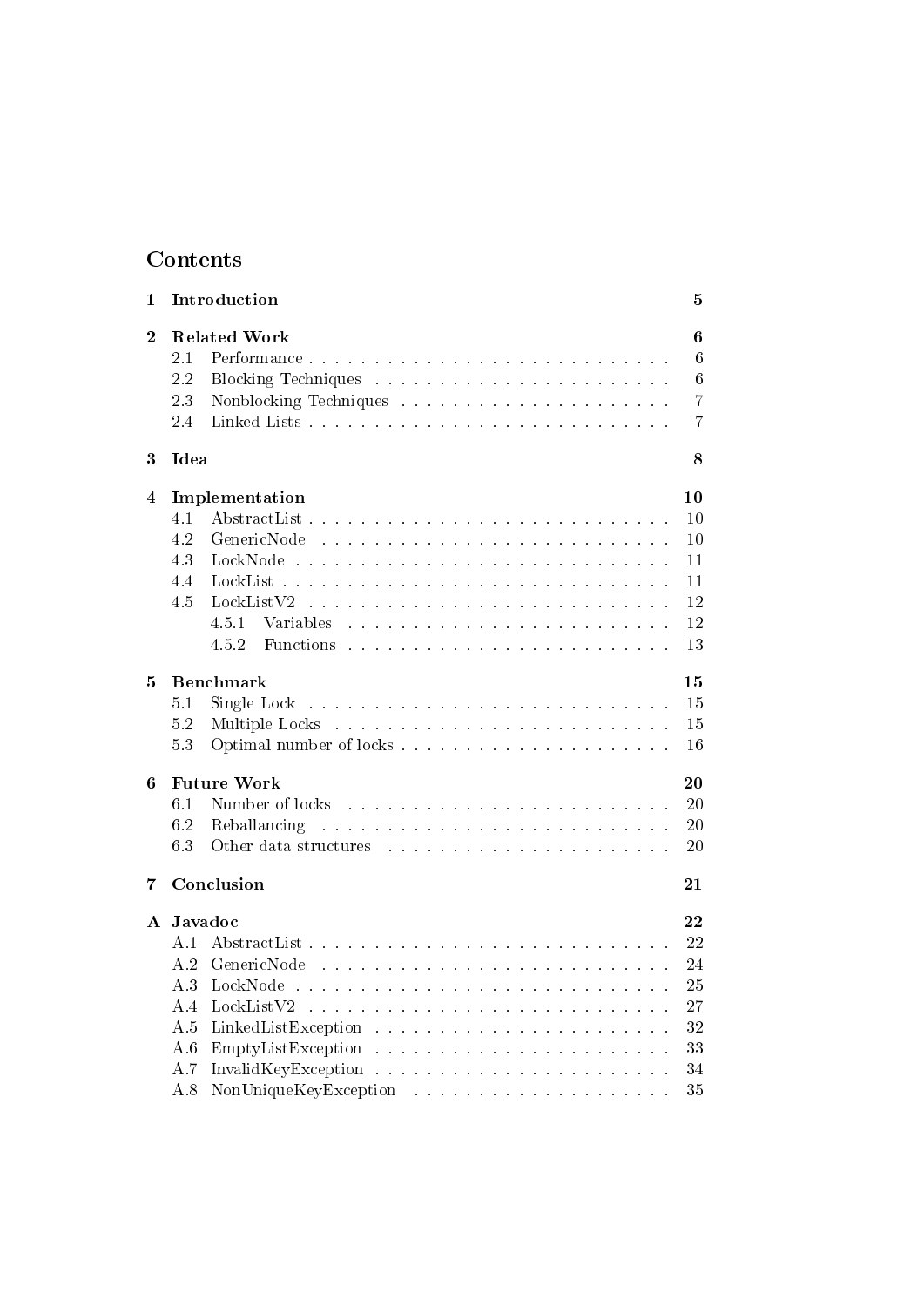# Contents

- **1 Introduction** — 5
- **2 Related Work** — 6
  - 2.1 Performance — 6
  - 2.2 Blocking Techniques — 6
  - 2.3 Nonblocking Techniques — 7
  - 2.4 Linked Lists — 7
- **3 Idea** — 8
- **4 Implementation** — 10
  - 4.1 AbstractList — 10
  - 4.2 GenericNode — 10
  - 4.3 LockNode — 11
  - 4.4 LockList — 11
  - 4.5 LockListV2 — 12
    - 4.5.1 Variables — 12
    - 4.5.2 Functions — 13
- **5 Benchmark** — 15
  - 5.1 Single Lock — 15
  - 5.2 Multiple Locks — 15
  - 5.3 Optimal number of locks — 16
- **6 Future Work** — 20
  - 6.1 Number of locks — 20
  - 6.2 Reballancing — 20
  - 6.3 Other data structures — 20
- **7 Conclusion** — 21
- **A Javadoc** — 22
  - A.1 AbstractList — 22
  - A.2 GenericNode — 24
  - A.3 LockNode — 25
  - A.4 LockListV2 — 27
  - A.5 LinkedListException — 32
  - A.6 EmptyListException — 33
  - A.7 InvalidKeyException — 34
  - A.8 NonUniqueKeyException — 35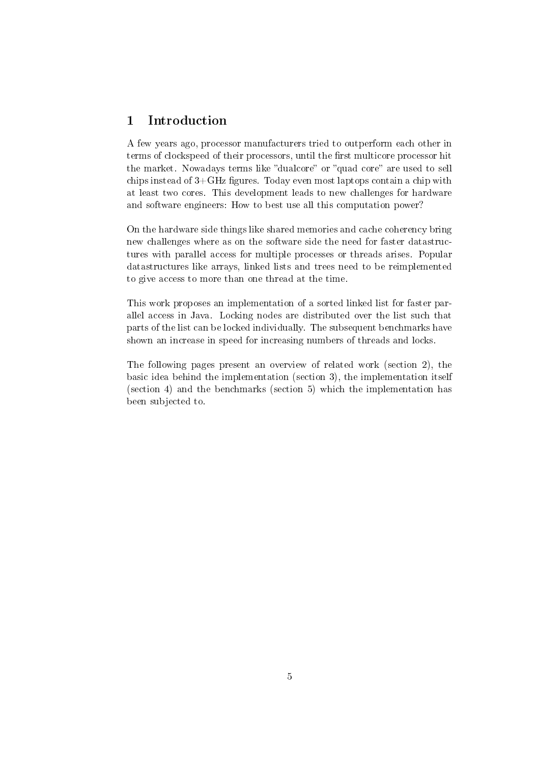# 1 Introduction

A few years ago, processor manufacturers tried to outperform each other in terms of clockspeed of their processors, until the first multicore processor hit the market. Nowadays terms like "dualcore" or "quad core" are used to sell chips instead of 3+GHz figures. Today even most laptops contain a chip with at least two cores. This development leads to new challenges for hardware and software engineers: How to best use all this computation power?

On the hardware side things like shared memories and cache coherency bring new challenges where as on the software side the need for faster datastructures with parallel access for multiple processes or threads arises. Popular datastructures like arrays, linked lists and trees need to be reimplemented to give access to more than one thread at the time.

This work proposes an implementation of a sorted linked list for faster parallel access in Java. Locking nodes are distributed over the list such that parts of the list can be locked individually. The subsequent benchmarks have shown an increase in speed for increasing numbers of threads and locks.

The following pages present an overview of related work (section 2), the basic idea behind the implementation (section 3), the implementation itself (section 4) and the benchmarks (section 5) which the implementation has been subjected to.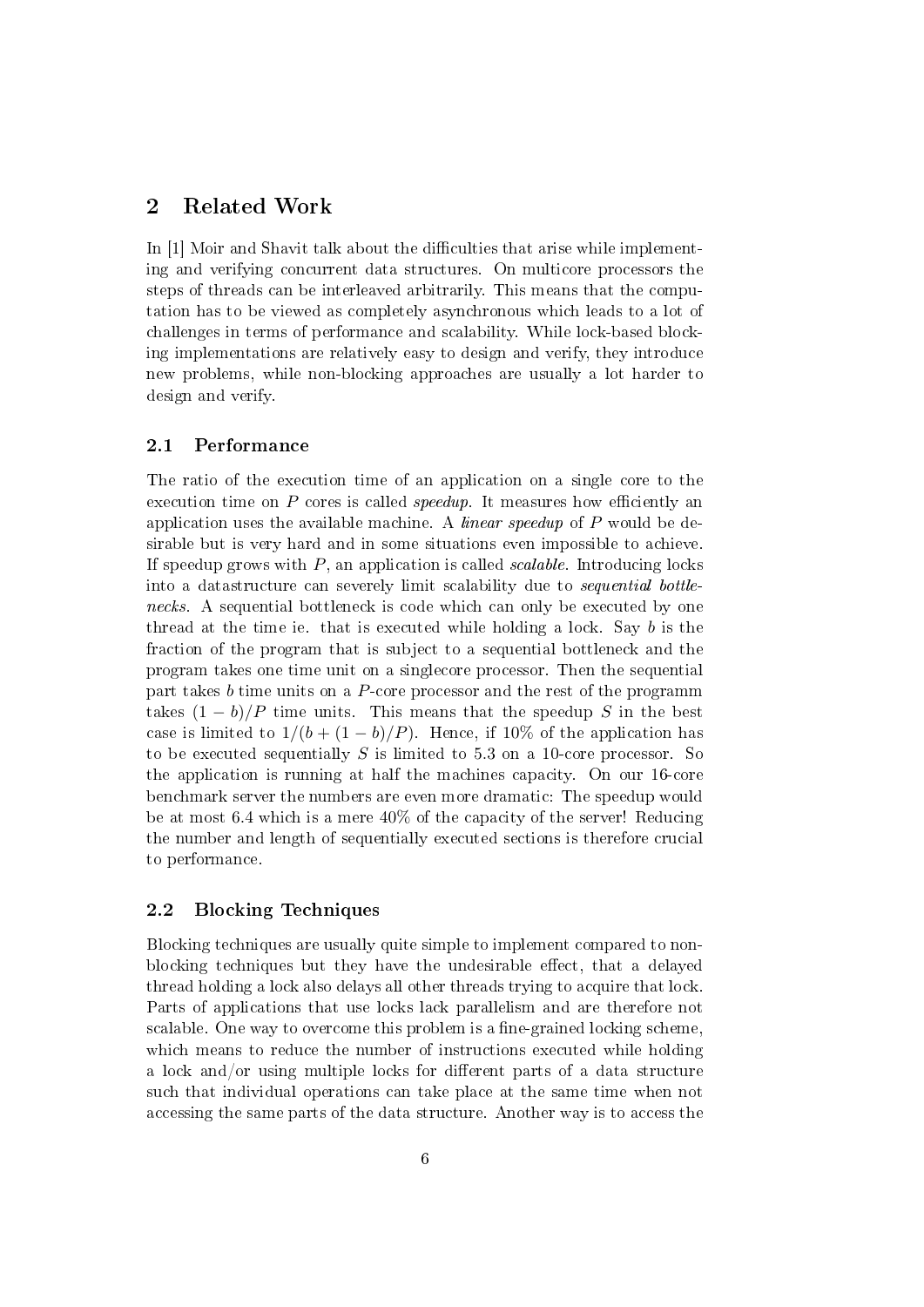## 2 Related Work

In [1] Moir and Shavit talk about the difficulties that arise while implementing and verifying concurrent data structures. On multicore processors the steps of threads can be interleaved arbitrarily. This means that the computation has to be viewed as completely asynchronous which leads to a lot of challenges in terms of performance and scalability. While lock-based blocking implementations are relatively easy to design and verify, they introduce new problems, while non-blocking approaches are usually a lot harder to design and verify.

### 2.1 Performance

The ratio of the execution time of an application on a single core to the execution time on $P$ cores is called *speedup*. It measures how efficiently an application uses the available machine. A *linear speedup* of $P$ would be desirable but is very hard and in some situations even impossible to achieve. If speedup grows with $P$, an application is called *scalable*. Introducing locks into a datastructure can severely limit scalability due to *sequential bottlenecks*. A sequential bottleneck is code which can only be executed by one thread at the time ie. that is executed while holding a lock. Say $b$ is the fraction of the program that is subject to a sequential bottleneck and the program takes one time unit on a singlecore processor. Then the sequential part takes $b$ time units on a $P$-core processor and the rest of the programm takes $(1 - b)/P$ time units. This means that the speedup $S$ in the best case is limited to $1/(b + (1 - b)/P)$. Hence, if 10% of the application has to be executed sequentially $S$ is limited to 5.3 on a 10-core processor. So the application is running at half the machines capacity. On our 16-core benchmark server the numbers are even more dramatic: The speedup would be at most 6.4 which is a mere 40% of the capacity of the server! Reducing the number and length of sequentially executed sections is therefore crucial to performance.

### 2.2 Blocking Techniques

Blocking techniques are usually quite simple to implement compared to non-blocking techniques but they have the undesirable effect, that a delayed thread holding a lock also delays all other threads trying to acquire that lock. Parts of applications that use locks lack parallelism and are therefore not scalable. One way to overcome this problem is a fine-grained locking scheme, which means to reduce the number of instructions executed while holding a lock and/or using multiple locks for different parts of a data structure such that individual operations can take place at the same time when not accessing the same parts of the data structure. Another way is to access the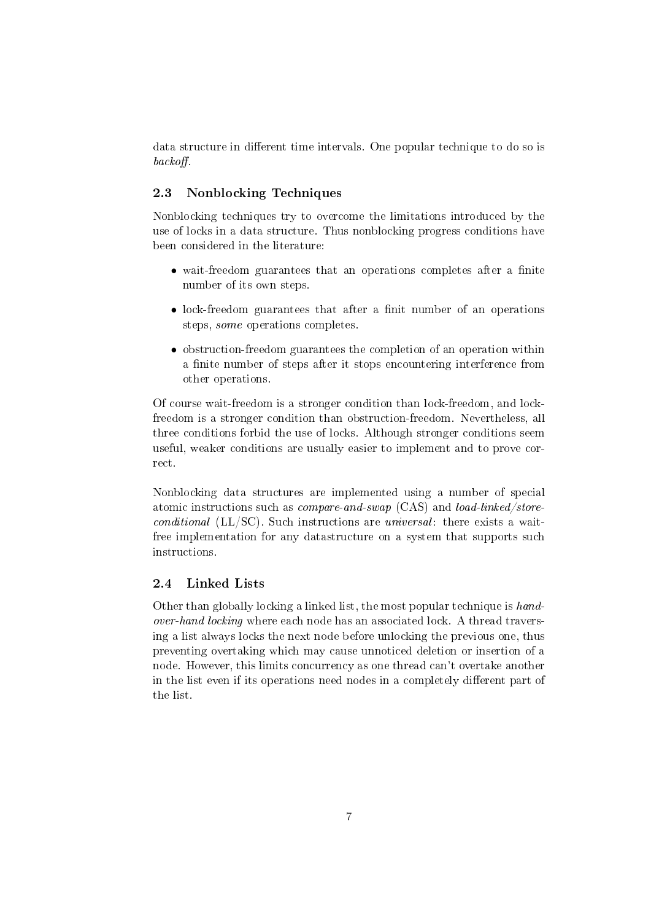data structure in different time intervals. One popular technique to do so is *backoff*.

## 2.3 Nonblocking Techniques

Nonblocking techniques try to overcome the limitations introduced by the use of locks in a data structure. Thus nonblocking progress conditions have been considered in the literature:

- wait-freedom guarantees that an operations completes after a finite number of its own steps.
- lock-freedom guarantees that after a finit number of an operations steps, *some* operations completes.
- obstruction-freedom guarantees the completion of an operation within a finite number of steps after it stops encountering interference from other operations.

Of course wait-freedom is a stronger condition than lock-freedom, and lock-freedom is a stronger condition than obstruction-freedom. Nevertheless, all three conditions forbid the use of locks. Although stronger conditions seem useful, weaker conditions are usually easier to implement and to prove correct.

Nonblocking data structures are implemented using a number of special atomic instructions such as *compare-and-swap* (CAS) and *load-linked/store-conditional* (LL/SC). Such instructions are *universal*: there exists a wait-free implementation for any datastructure on a system that supports such instructions.

## 2.4 Linked Lists

Other than globally locking a linked list, the most popular technique is *hand-over-hand locking* where each node has an associated lock. A thread traversing a list always locks the next node before unlocking the previous one, thus preventing overtaking which may cause unnoticed deletion or insertion of a node. However, this limits concurrency as one thread can't overtake another in the list even if its operations need nodes in a completely different part of the list.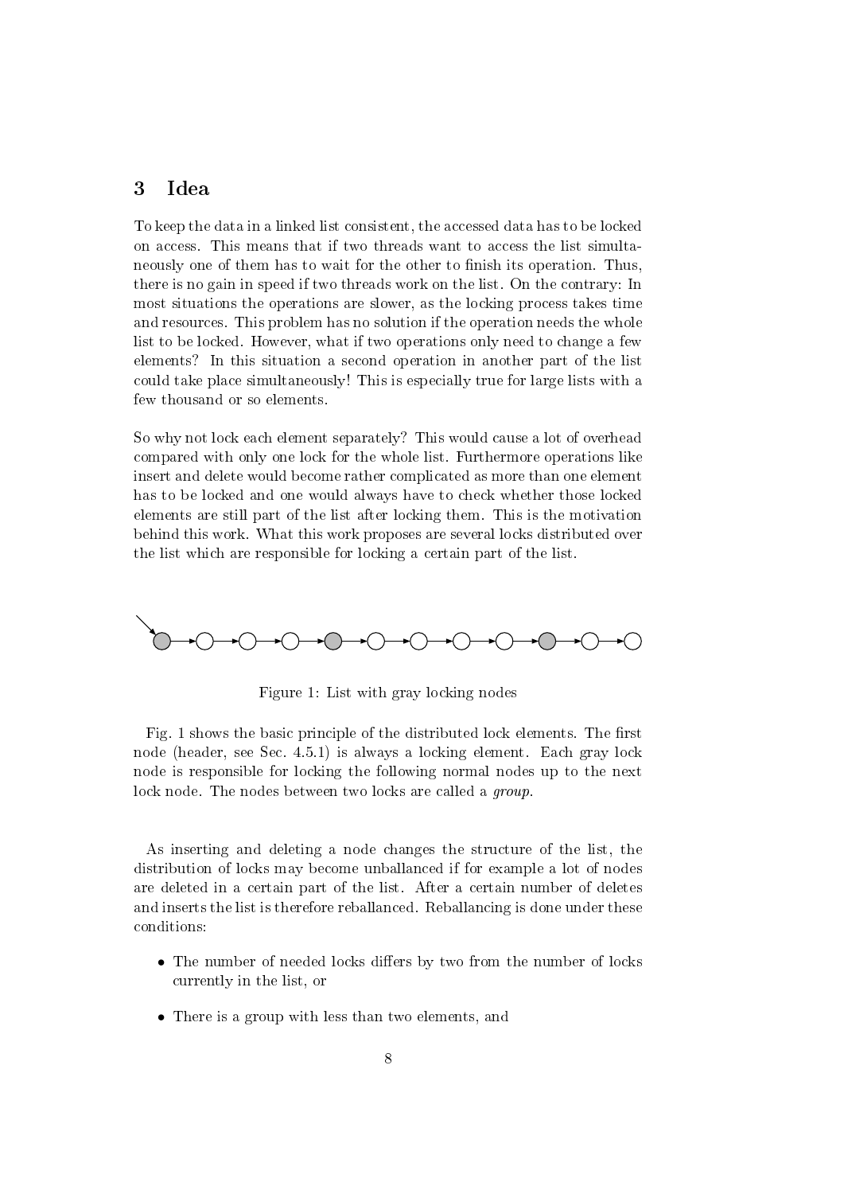## 3 Idea

To keep the data in a linked list consistent, the accessed data has to be locked on access. This means that if two threads want to access the list simultaneously one of them has to wait for the other to finish its operation. Thus, there is no gain in speed if two threads work on the list. On the contrary: In most situations the operations are slower, as the locking process takes time and resources. This problem has no solution if the operation needs the whole list to be locked. However, what if two operations only need to change a few elements? In this situation a second operation in another part of the list could take place simultaneously! This is especially true for large lists with a few thousand or so elements.

So why not lock each element separately? This would cause a lot of overhead compared with only one lock for the whole list. Furthermore operations like insert and delete would become rather complicated as more than one element has to be locked and one would always have to check whether those locked elements are still part of the list after locking them. This is the motivation behind this work. What this work proposes are several locks distributed over the list which are responsible for locking a certain part of the list.

Figure 1: List with gray locking nodes

Fig. 1 shows the basic principle of the distributed lock elements. The first node (header, see Sec. 4.5.1) is always a locking element. Each gray lock node is responsible for locking the following normal nodes up to the next lock node. The nodes between two locks are called a *group*.

As inserting and deleting a node changes the structure of the list, the distribution of locks may become unballanced if for example a lot of nodes are deleted in a certain part of the list. After a certain number of deletes and inserts the list is therefore reballanced. Reballancing is done under these conditions:

- The number of needed locks differs by two from the number of locks currently in the list, or
- There is a group with less than two elements, and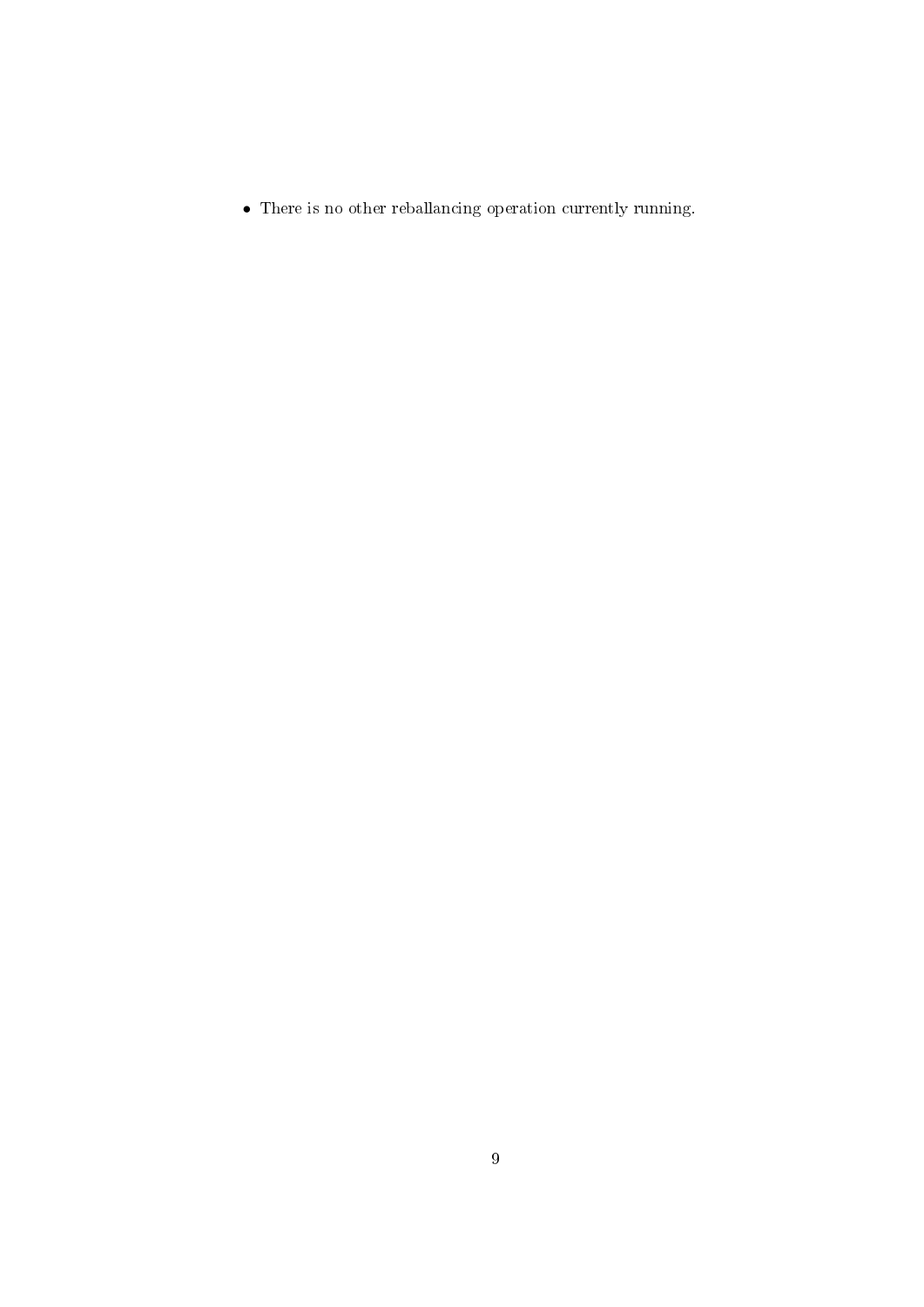- There is no other reballancing operation currently running.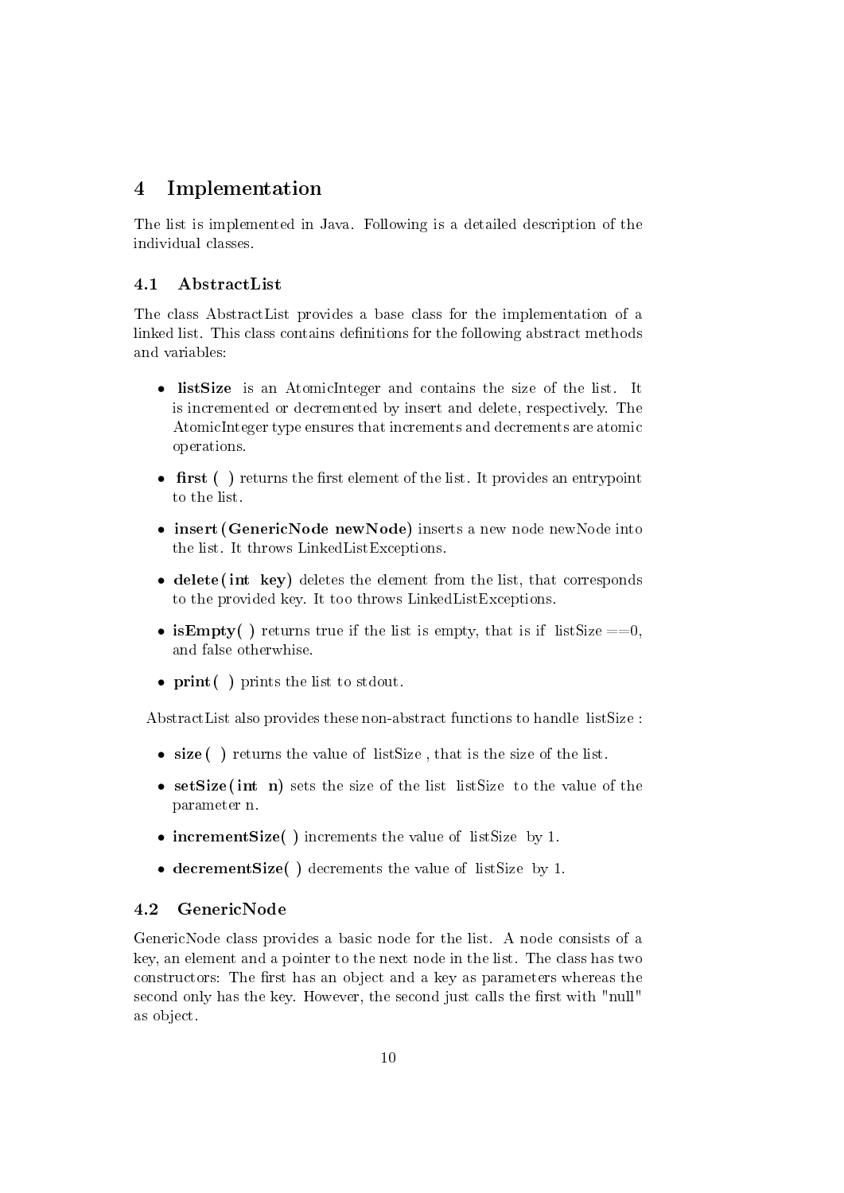# 4 Implementation

The list is implemented in Java. Following is a detailed description of the individual classes.

## 4.1 AbstractList

The class AbstractList provides a base class for the implementation of a linked list. This class contains definitions for the following abstract methods and variables:

- **listSize** is an AtomicInteger and contains the size of the list. It is incremented or decremented by insert and delete, respectively. The AtomicInteger type ensures that increments and decrements are atomic operations.
- **first ( )** returns the first element of the list. It provides an entrypoint to the list.
- **insert (GenericNode newNode)** inserts a new node newNode into the list. It throws LinkedListExceptions.
- **delete (int key)** deletes the element from the list, that corresponds to the provided key. It too throws LinkedListExceptions.
- **isEmpty( )** returns true if the list is empty, that is if listSize ==0, and false otherwhise.
- **print ( )** prints the list to stdout.

AbstractList also provides these non-abstract functions to handle listSize :

- **size ( )** returns the value of listSize , that is the size of the list.
- **setSize (int n)** sets the size of the list listSize to the value of the parameter n.
- **incrementSize( )** increments the value of listSize by 1.
- **decrementSize( )** decrements the value of listSize by 1.

## 4.2 GenericNode

GenericNode class provides a basic node for the list. A node consists of a key, an element and a pointer to the next node in the list. The class has two constructors: The first has an object and a key as parameters whereas the second only has the key. However, the second just calls the first with "null" as object.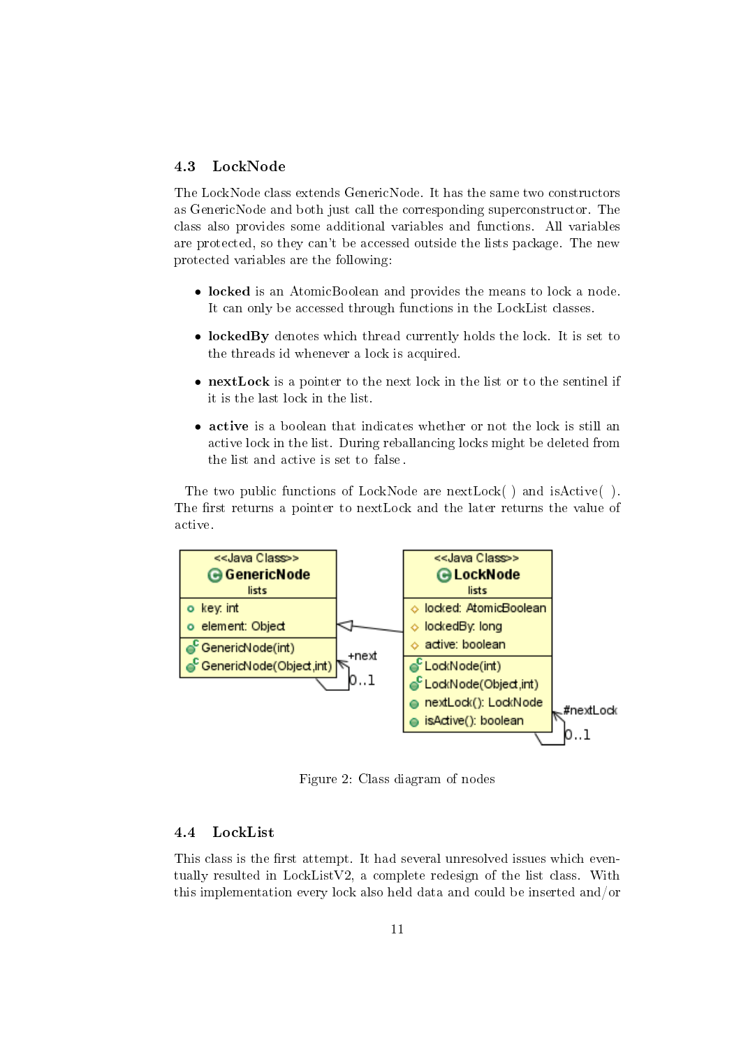### 4.3 LockNode

The LockNode class extends GenericNode. It has the same two constructors as GenericNode and both just call the corresponding superconstructor. The class also provides some additional variables and functions. All variables are protected, so they can't be accessed outside the lists package. The new protected variables are the following:

- **locked** is an AtomicBoolean and provides the means to lock a node. It can only be accessed through functions in the LockList classes.
- **lockedBy** denotes which thread currently holds the lock. It is set to the threads id whenever a lock is acquired.
- **nextLock** is a pointer to the next lock in the list or to the sentinel if it is the last lock in the list.
- **active** is a boolean that indicates whether or not the lock is still an active lock in the list. During reballancing locks might be deleted from the list and active is set to false.

The two public functions of LockNode are nextLock( ) and isActive( ). The first returns a pointer to nextLock and the later returns the value of active.

Figure 2: Class diagram of nodes

### 4.4 LockList

This class is the first attempt. It had several unresolved issues which eventually resulted in LockListV2, a complete redesign of the list class. With this implementation every lock also held data and could be inserted and/or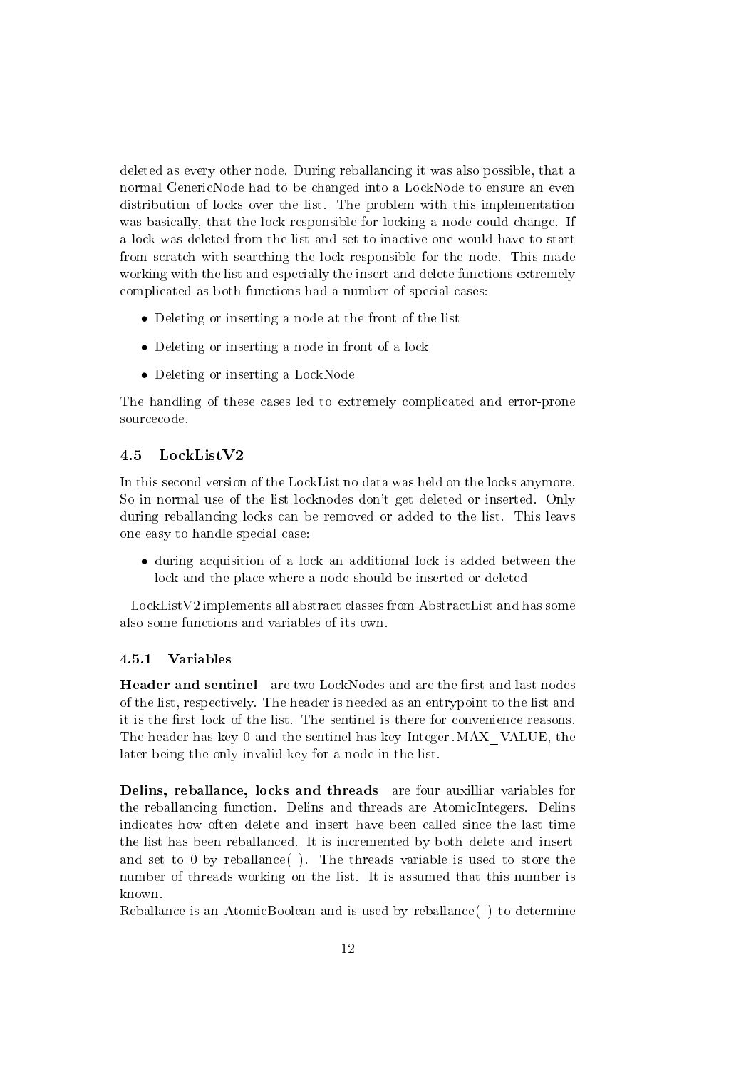deleted as every other node. During reballancing it was also possible, that a normal GenericNode had to be changed into a LockNode to ensure an even distribution of locks over the list. The problem with this implementation was basically, that the lock responsible for locking a node could change. If a lock was deleted from the list and set to inactive one would have to start from scratch with searching the lock responsible for the node. This made working with the list and especially the insert and delete functions extremely complicated as both functions had a number of special cases:

- Deleting or inserting a node at the front of the list
- Deleting or inserting a node in front of a lock
- Deleting or inserting a LockNode

The handling of these cases led to extremely complicated and error-prone sourcecode.

### 4.5 LockListV2

In this second version of the LockList no data was held on the locks anymore. So in normal use of the list locknodes don't get deleted or inserted. Only during reballancing locks can be removed or added to the list. This leavs one easy to handle special case:

- during acquisition of a lock an additional lock is added between the lock and the place where a node should be inserted or deleted

LockListV2 implements all abstract classes from AbstractList and has some also some functions and variables of its own.

#### 4.5.1 Variables

**Header and sentinel** are two LockNodes and are the first and last nodes of the list, respectively. The header is needed as an entrypoint to the list and it is the first lock of the list. The sentinel is there for convenience reasons. The header has key 0 and the sentinel has key Integer.MAX_VALUE, the later being the only invalid key for a node in the list.

**Delins, reballance, locks and threads** are four auxilliar variables for the reballancing function. Delins and threads are AtomicIntegers. Delins indicates how often delete and insert have been called since the last time the list has been reballanced. It is incremented by both delete and insert and set to 0 by reballance( ). The threads variable is used to store the number of threads working on the list. It is assumed that this number is known.

Reballance is an AtomicBoolean and is used by reballance( ) to determine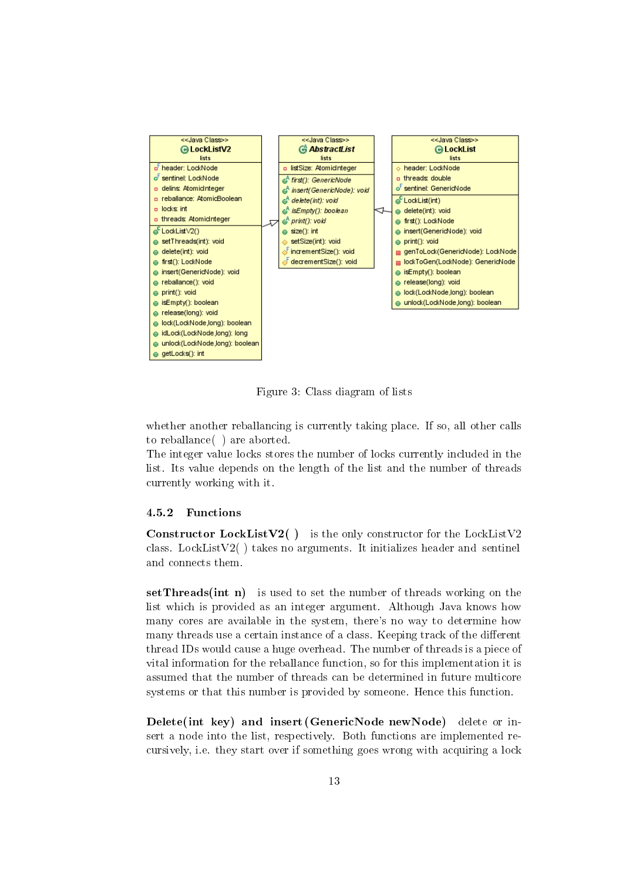Figure 3: Class diagram of lists

whether another reballancing is currently taking place. If so, all other calls to reballance( ) are aborted.
The integer value locks stores the number of locks currently included in the list. Its value depends on the length of the list and the number of threads currently working with it.

### 4.5.2 Functions

**Constructor LockListV2( )** is the only constructor for the LockListV2 class. LockListV2( ) takes no arguments. It initializes header and sentinel and connects them.

**setThreads(int n)** is used to set the number of threads working on the list which is provided as an integer argument. Although Java knows how many cores are available in the system, there's no way to determine how many threads use a certain instance of a class. Keeping track of the different thread IDs would cause a huge overhead. The number of threads is a piece of vital information for the reballance function, so for this implementation it is assumed that the number of threads can be determined in future multicore systems or that this number is provided by someone. Hence this function.

**Delete(int key) and insert(GenericNode newNode)** delete or insert a node into the list, respectively. Both functions are implemented recursively, i.e. they start over if something goes wrong with acquiring a lock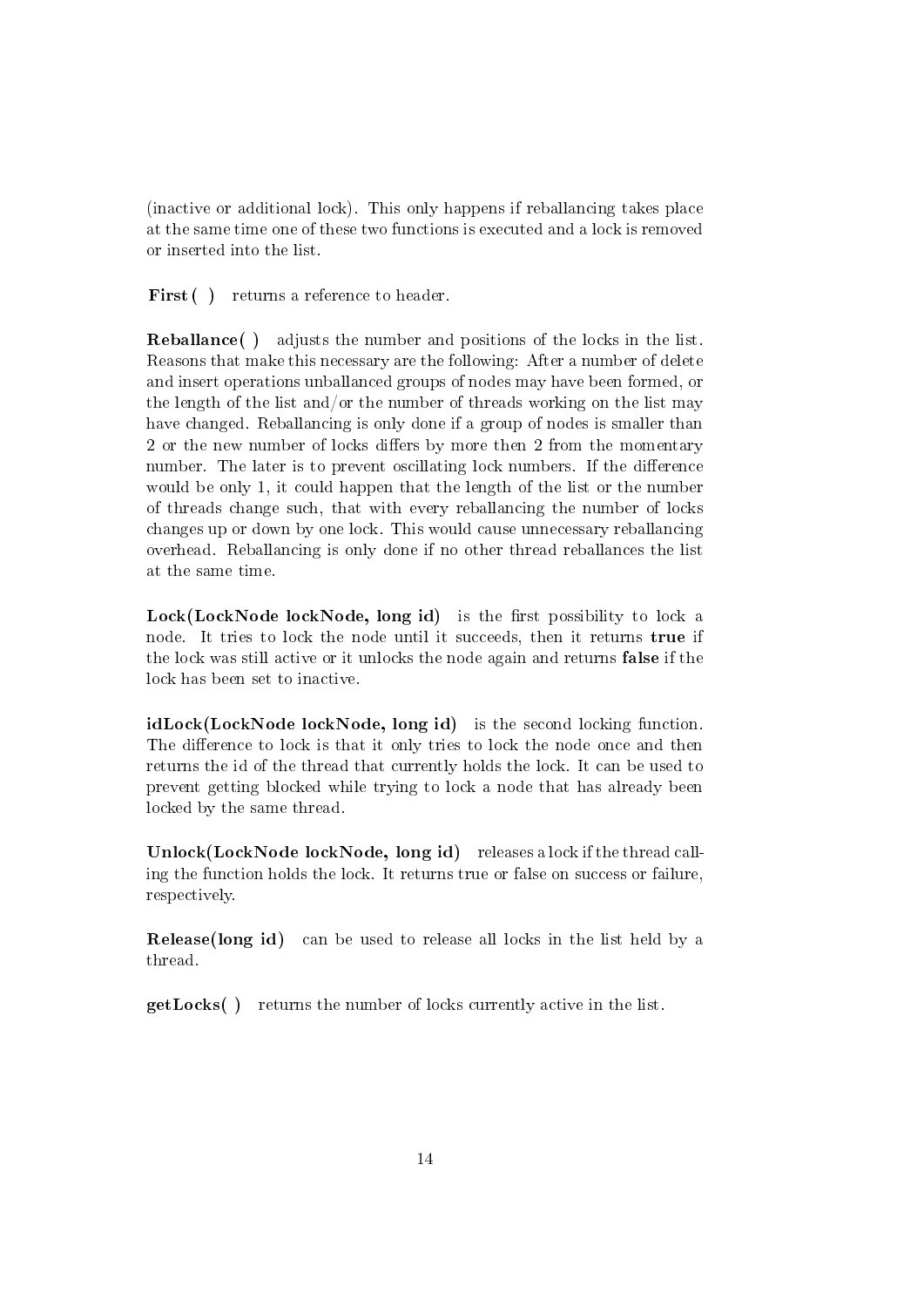(inactive or additional lock). This only happens if reballancing takes place at the same time one of these two functions is executed and a lock is removed or inserted into the list.

**First( )** returns a reference to header.

**Reballance( )** adjusts the number and positions of the locks in the list. Reasons that make this necessary are the following: After a number of delete and insert operations unballanced groups of nodes may have been formed, or the length of the list and/or the number of threads working on the list may have changed. Reballancing is only done if a group of nodes is smaller than 2 or the new number of locks differs by more then 2 from the momentary number. The later is to prevent oscillating lock numbers. If the difference would be only 1, it could happen that the length of the list or the number of threads change such, that with every reballancing the number of locks changes up or down by one lock. This would cause unnecessary reballancing overhead. Reballancing is only done if no other thread reballances the list at the same time.

**Lock(LockNode lockNode, long id)** is the first possibility to lock a node. It tries to lock the node until it succeeds, then it returns **true** if the lock was still active or it unlocks the node again and returns **false** if the lock has been set to inactive.

**idLock(LockNode lockNode, long id)** is the second locking function. The difference to lock is that it only tries to lock the node once and then returns the id of the thread that currently holds the lock. It can be used to prevent getting blocked while trying to lock a node that has already been locked by the same thread.

**Unlock(LockNode lockNode, long id)** releases a lock if the thread calling the function holds the lock. It returns true or false on success or failure, respectively.

**Release(long id)** can be used to release all locks in the list held by a thread.

**getLocks( )** returns the number of locks currently active in the list.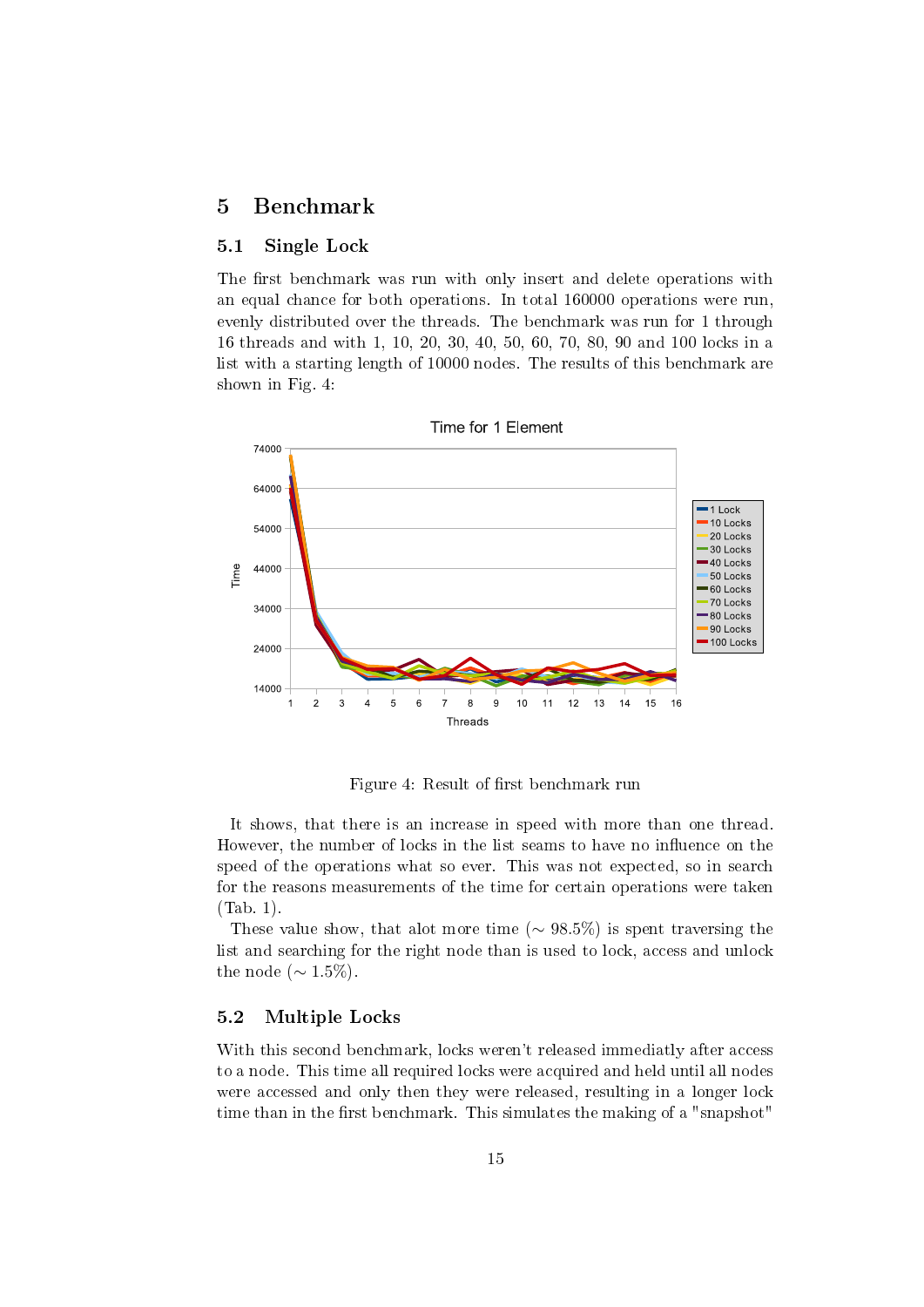# 5 Benchmark

## 5.1 Single Lock

The first benchmark was run with only insert and delete operations with an equal chance for both operations. In total 160000 operations were run, evenly distributed over the threads. The benchmark was run for 1 through 16 threads and with 1, 10, 20, 30, 40, 50, 60, 70, 80, 90 and 100 locks in a list with a starting length of 10000 nodes. The results of this benchmark are shown in Fig. 4:

Figure 4: Result of first benchmark run

It shows, that there is an increase in speed with more than one thread. However, the number of locks in the list seams to have no influence on the speed of the operations what so ever. This was not expected, so in search for the reasons measurements of the time for certain operations were taken (Tab. 1).

These value show, that alot more time ($\sim 98.5\%$) is spent traversing the list and searching for the right node than is used to lock, access and unlock the node ($\sim 1.5\%$).

## 5.2 Multiple Locks

With this second benchmark, locks weren't released immediatly after access to a node. This time all required locks were acquired and held until all nodes were accessed and only then they were released, resulting in a longer lock time than in the first benchmark. This simulates the making of a "snapshot"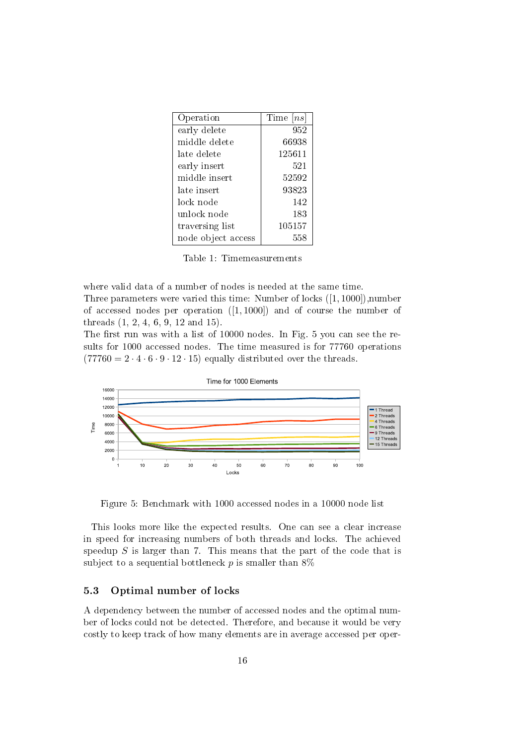| Operation | Time $[ns]$ |
|---|---|
| early delete | 952 |
| middle delete | 66938 |
| late delete | 125611 |
| early insert | 521 |
| middle insert | 52592 |
| late insert | 93823 |
| lock node | 142 |
| unlock node | 183 |
| traversing list | 105157 |
| node object access | 558 |

Table 1: Timemeasurements

where valid data of a number of nodes is needed at the same time.
Three parameters were varied this time: Number of locks ($[1, 1000]$),number of accessed nodes per operation ($[1, 1000]$) and of course the number of threads (1, 2, 4, 6, 9, 12 and 15).
The first run was with a list of 10000 nodes. In Fig. 5 you can see the results for 1000 accessed nodes. The time measured is for 77760 operations ($77760 = 2 \cdot 4 \cdot 6 \cdot 9 \cdot 12 \cdot 15$) equally distributed over the threads.

Figure 5: Benchmark with 1000 accessed nodes in a 10000 node list

This looks more like the expected results. One can see a clear increase in speed for increasing numbers of both threads and locks. The achieved speedup $S$ is larger than 7. This means that the part of the code that is subject to a sequential bottleneck $p$ is smaller than 8%

## 5.3 Optimal number of locks

A dependency between the number of accessed nodes and the optimal number of locks could not be detected. Therefore, and because it would be very costly to keep track of how many elements are in average accessed per oper-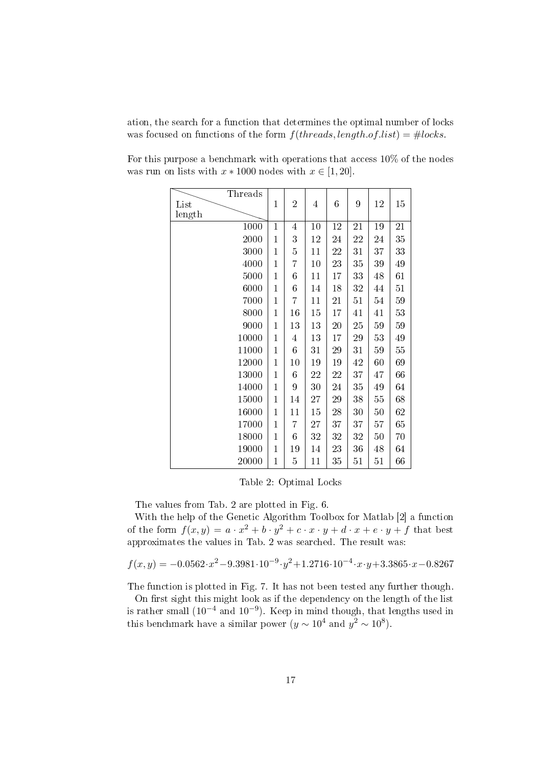ation, the search for a function that determines the optimal number of locks was focused on functions of the form $f(threads, length.of.list) = \#locks$.

For this purpose a benchmark with operations that access 10% of the nodes was run on lists with $x * 1000$ nodes with $x \in [1, 20]$.

| List length \ Threads | 1 | 2 | 4 | 6 | 9 | 12 | 15 |
|---|---|---|---|---|---|---|---|
| 1000 | 1 | 4 | 10 | 12 | 21 | 19 | 21 |
| 2000 | 1 | 3 | 12 | 24 | 22 | 24 | 35 |
| 3000 | 1 | 5 | 11 | 22 | 31 | 37 | 33 |
| 4000 | 1 | 7 | 10 | 23 | 35 | 39 | 49 |
| 5000 | 1 | 6 | 11 | 17 | 33 | 48 | 61 |
| 6000 | 1 | 6 | 14 | 18 | 32 | 44 | 51 |
| 7000 | 1 | 7 | 11 | 21 | 51 | 54 | 59 |
| 8000 | 1 | 16 | 15 | 17 | 41 | 41 | 53 |
| 9000 | 1 | 13 | 13 | 20 | 25 | 59 | 59 |
| 10000 | 1 | 4 | 13 | 17 | 29 | 53 | 49 |
| 11000 | 1 | 6 | 31 | 29 | 31 | 59 | 55 |
| 12000 | 1 | 10 | 19 | 19 | 42 | 60 | 69 |
| 13000 | 1 | 6 | 22 | 22 | 37 | 47 | 66 |
| 14000 | 1 | 9 | 30 | 24 | 35 | 49 | 64 |
| 15000 | 1 | 14 | 27 | 29 | 38 | 55 | 68 |
| 16000 | 1 | 11 | 15 | 28 | 30 | 50 | 62 |
| 17000 | 1 | 7 | 27 | 37 | 37 | 57 | 65 |
| 18000 | 1 | 6 | 32 | 32 | 32 | 50 | 70 |
| 19000 | 1 | 19 | 14 | 23 | 36 | 48 | 64 |
| 20000 | 1 | 5 | 11 | 35 | 51 | 51 | 66 |

Table 2: Optimal Locks

The values from Tab. 2 are plotted in Fig. 6.

With the help of the Genetic Algorithm Toolbox for Matlab [2] a function of the form $f(x, y) = a \cdot x^2 + b \cdot y^2 + c \cdot x \cdot y + d \cdot x + e \cdot y + f$ that best approximates the values in Tab. 2 was searched. The result was:

$$f(x, y) = -0.0562 \cdot x^2 - 9.3981 \cdot 10^{-9} \cdot y^2 + 1.2716 \cdot 10^{-4} \cdot x \cdot y + 3.3865 \cdot x - 0.8267$$

The function is plotted in Fig. 7. It has not been tested any further though.

On first sight this might look as if the dependency on the length of the list is rather small ($10^{-4}$ and $10^{-9}$). Keep in mind though, that lengths used in this benchmark have a similar power ($y \sim 10^4$ and $y^2 \sim 10^8$).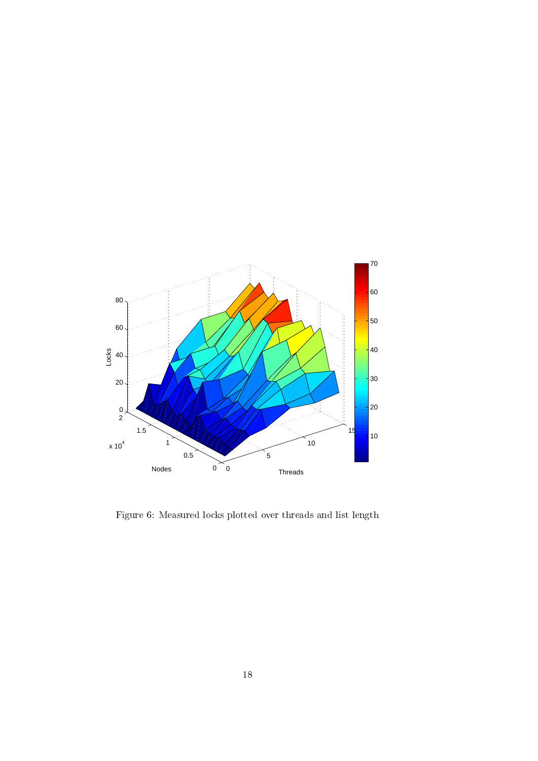Figure 6: Measured locks plotted over threads and list length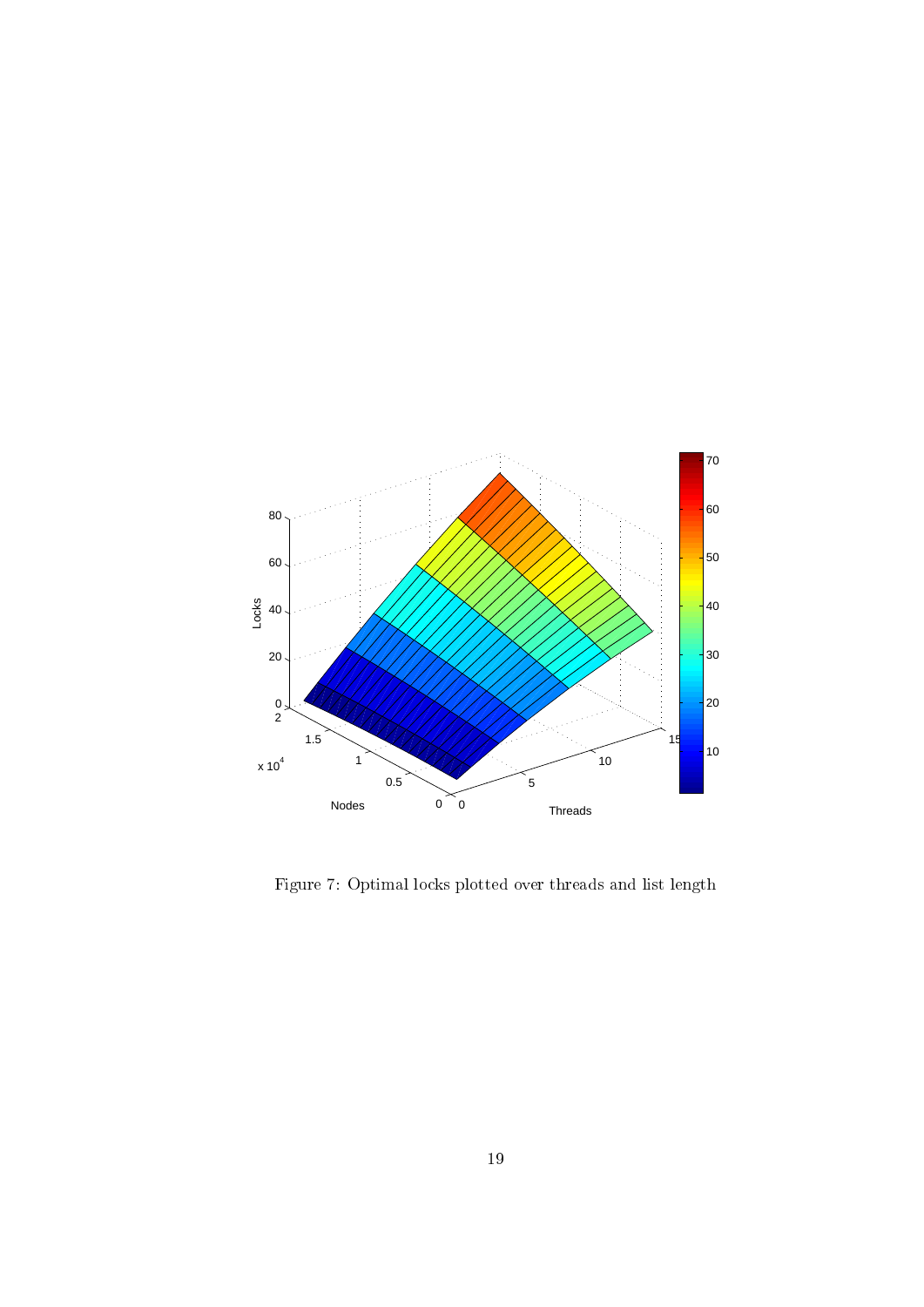Figure 7: Optimal locks plotted over threads and list length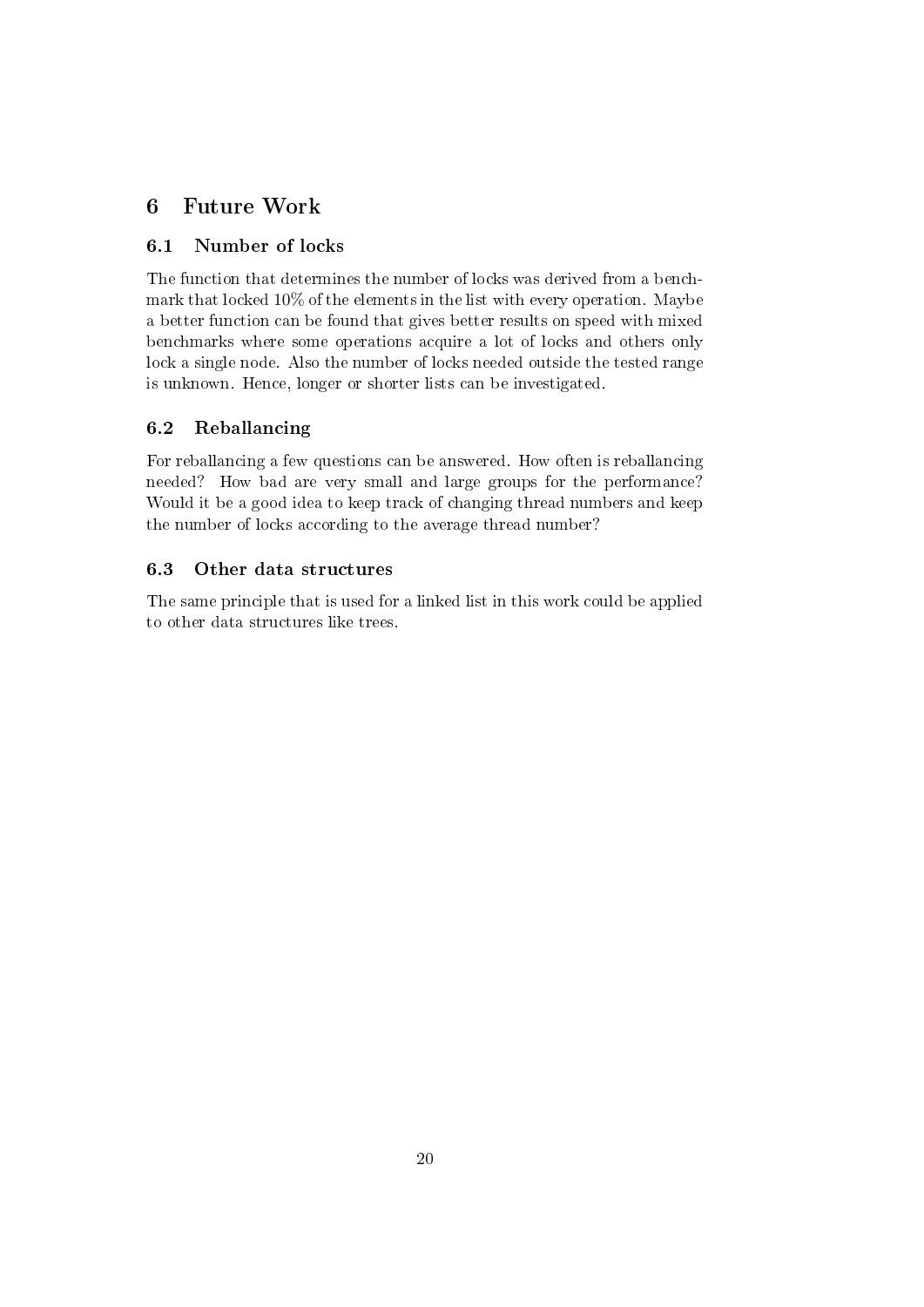# 6 Future Work

## 6.1 Number of locks

The function that determines the number of locks was derived from a benchmark that locked 10% of the elements in the list with every operation. Maybe a better function can be found that gives better results on speed with mixed benchmarks where some operations acquire a lot of locks and others only lock a single node. Also the number of locks needed outside the tested range is unknown. Hence, longer or shorter lists can be investigated.

## 6.2 Reballancing

For reballancing a few questions can be answered. How often is reballancing needed? How bad are very small and large groups for the performance? Would it be a good idea to keep track of changing thread numbers and keep the number of locks according to the average thread number?

## 6.3 Other data structures

The same principle that is used for a linked list in this work could be applied to other data structures like trees.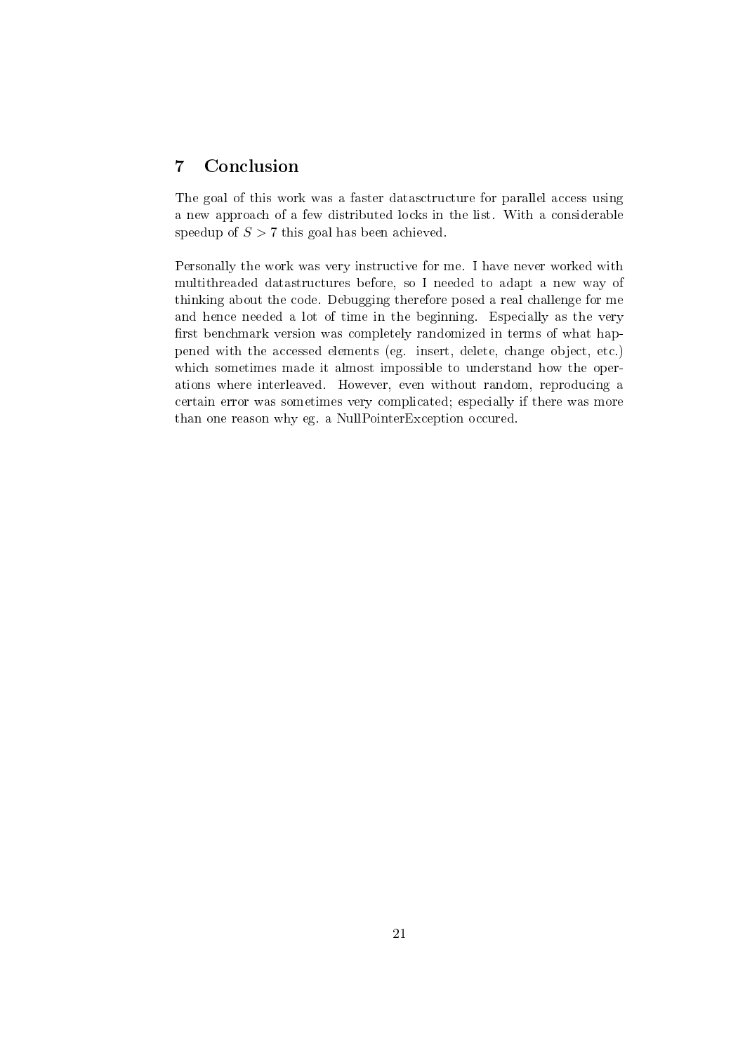## 7 Conclusion

The goal of this work was a faster datasctructure for parallel access using a new approach of a few distributed locks in the list. With a considerable speedup of $S > 7$ this goal has been achieved.

Personally the work was very instructive for me. I have never worked with multithreaded datastructures before, so I needed to adapt a new way of thinking about the code. Debugging therefore posed a real challenge for me and hence needed a lot of time in the beginning. Especially as the very first benchmark version was completely randomized in terms of what happened with the accessed elements (eg. insert, delete, change object, etc.) which sometimes made it almost impossible to understand how the operations where interleaved. However, even without random, reproducing a certain error was sometimes very complicated; especially if there was more than one reason why eg. a NullPointerException occured.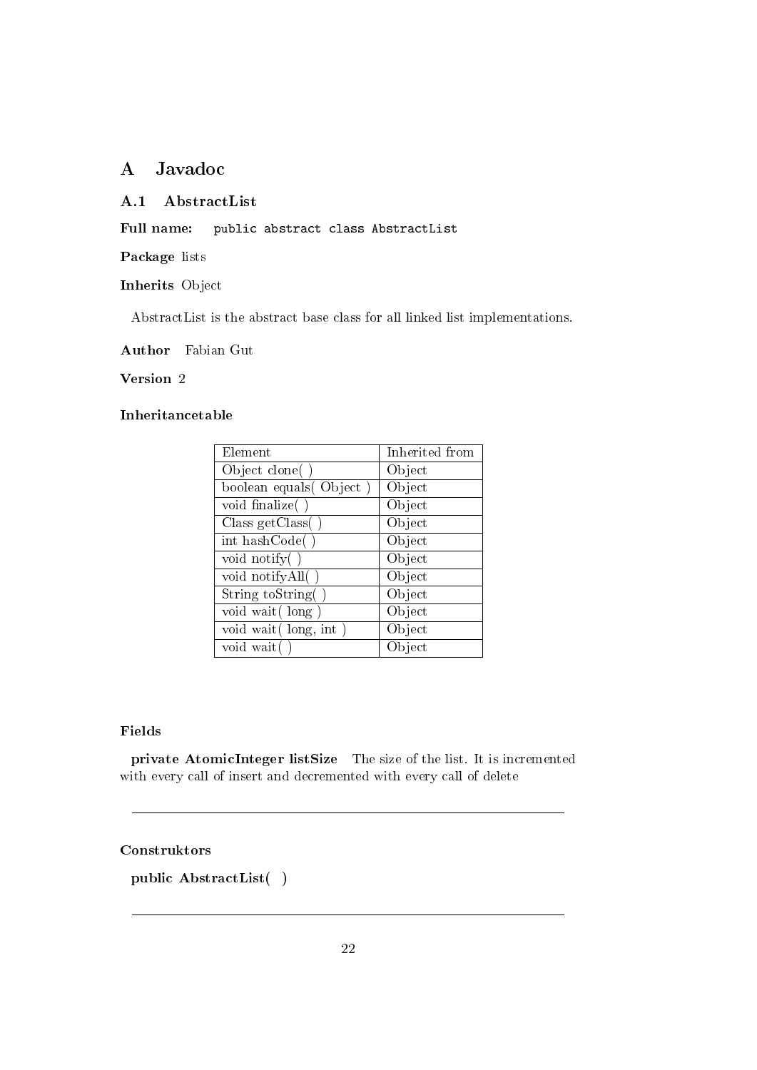# A Javadoc

## A.1 AbstractList

**Full name:** `public abstract class AbstractList`

**Package** lists

**Inherits** Object

AbstractList is the abstract base class for all linked list implementations.

**Author** Fabian Gut

**Version** 2

#### Inheritancetable

| Element | Inherited from |
|---|---|
| Object clone( ) | Object |
| boolean equals( Object ) | Object |
| void finalize( ) | Object |
| Class getClass( ) | Object |
| int hashCode( ) | Object |
| void notify( ) | Object |
| void notifyAll( ) | Object |
| String toString( ) | Object |
| void wait( long ) | Object |
| void wait( long, int ) | Object |
| void wait( ) | Object |

#### Fields

**private AtomicInteger listSize** The size of the list. It is incremented with every call of insert and decremented with every call of delete

---

#### Construktors

**public AbstractList( )**

---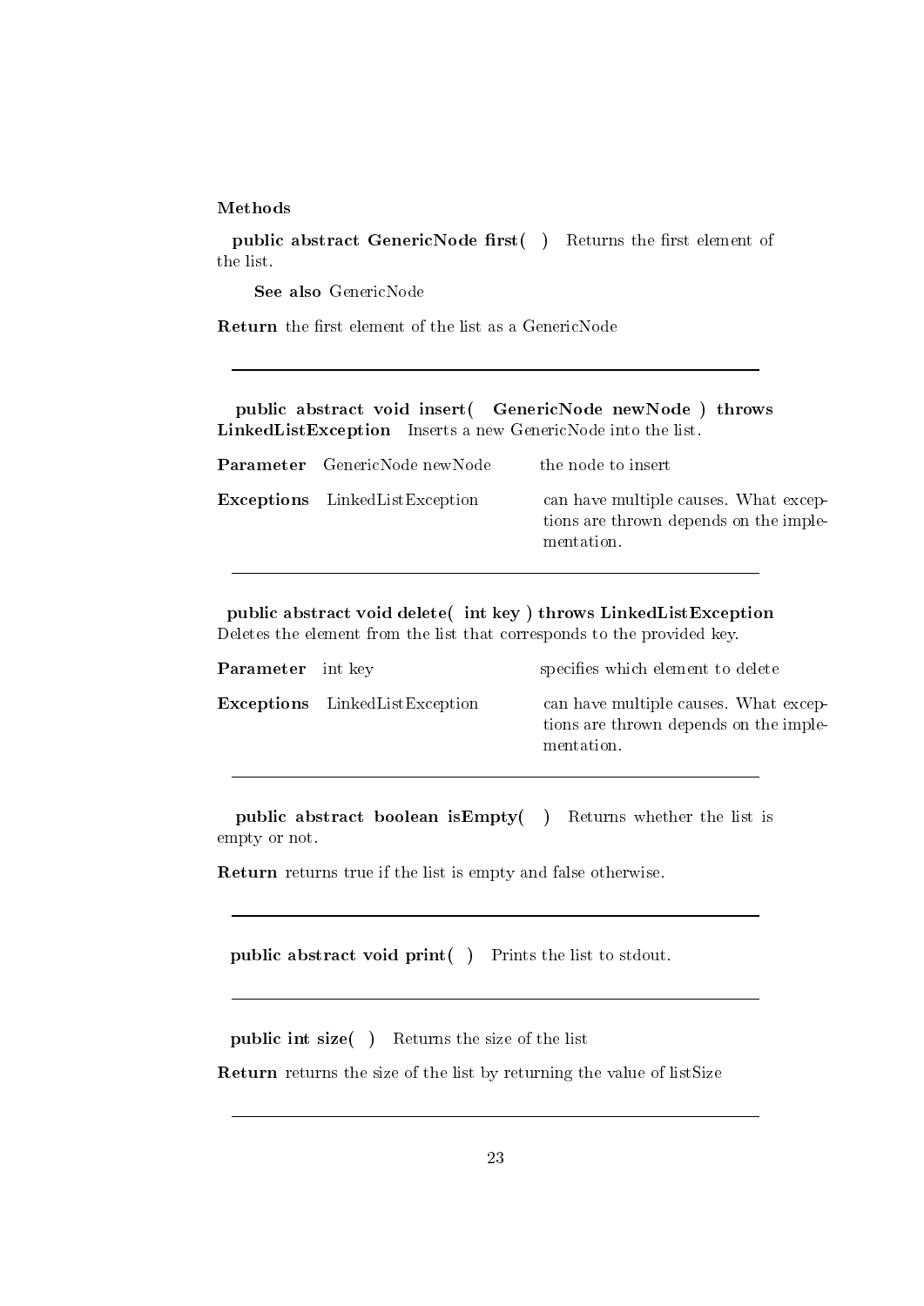**Methods**

**public abstract GenericNode first( )** Returns the first element of the list.

**See also** GenericNode

**Return** the first element of the list as a GenericNode

---

**public abstract void insert( GenericNode newNode ) throws LinkedListException** Inserts a new GenericNode into the list.

| | | |
|---|---|---|
| **Parameter** | GenericNode newNode | the node to insert |
| **Exceptions** | LinkedListException | can have multiple causes. What exceptions are thrown depends on the implementation. |

---

**public abstract void delete( int key ) throws LinkedListException** Deletes the element from the list that corresponds to the provided key.

| | | |
|---|---|---|
| **Parameter** | int key | specifies which element to delete |
| **Exceptions** | LinkedListException | can have multiple causes. What exceptions are thrown depends on the implementation. |

---

**public abstract boolean isEmpty( )** Returns whether the list is empty or not.

**Return** returns true if the list is empty and false otherwise.

---

**public abstract void print( )** Prints the list to stdout.

---

**public int size( )** Returns the size of the list

**Return** returns the size of the list by returning the value of listSize

---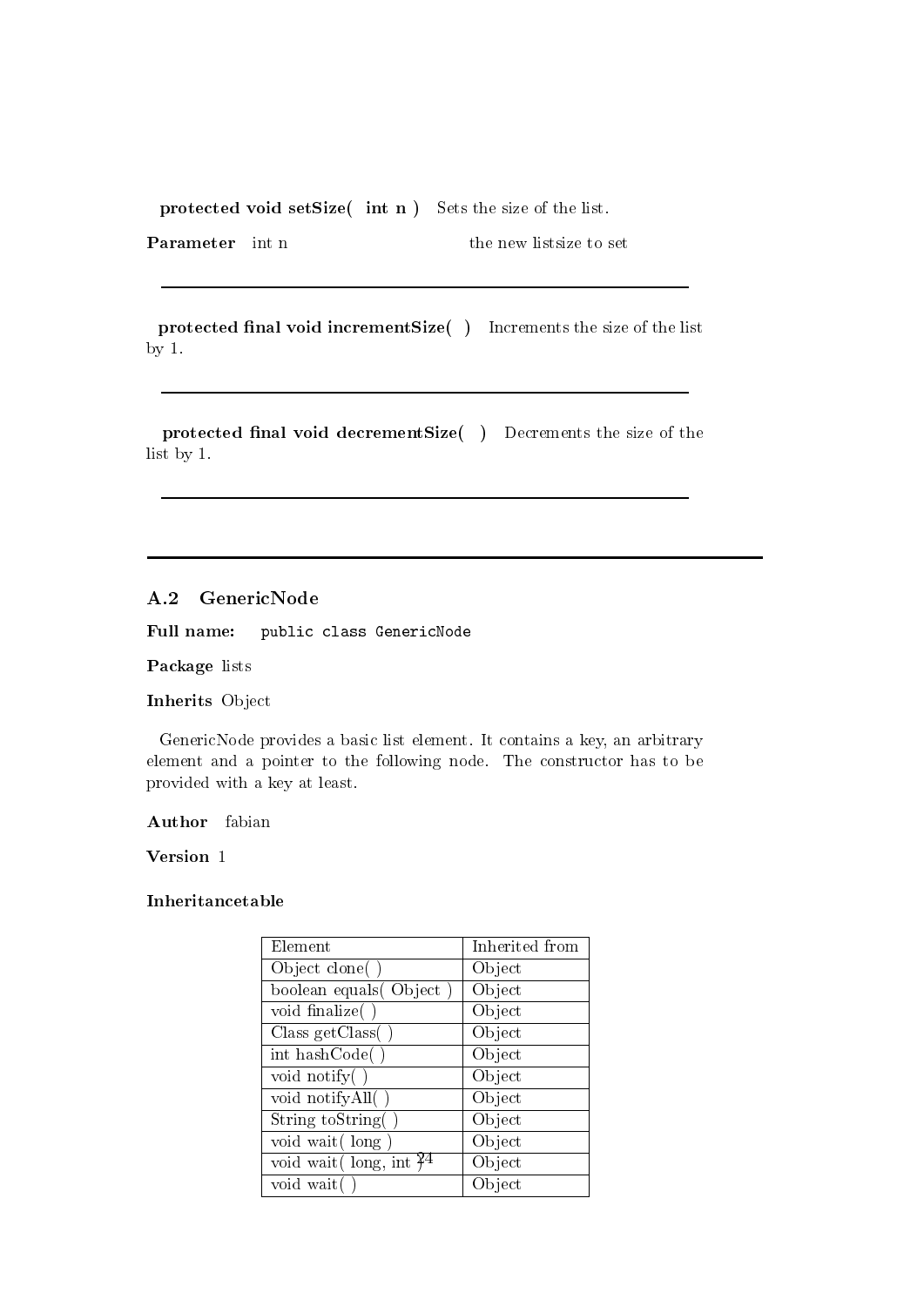**protected void setSize( int n )** Sets the size of the list.

**Parameter** int n the new listsize to set

---

**protected final void incrementSize( )** Increments the size of the list by 1.

---

**protected final void decrementSize( )** Decrements the size of the list by 1.

---

---

### A.2 GenericNode

**Full name:** `public class GenericNode`

**Package** lists

**Inherits** Object

GenericNode provides a basic list element. It contains a key, an arbitrary element and a pointer to the following node. The constructor has to be provided with a key at least.

**Author** fabian

**Version** 1

**Inheritancetable**

| Element | Inherited from |
|---|---|
| Object clone( ) | Object |
| boolean equals( Object ) | Object |
| void finalize( ) | Object |
| Class getClass( ) | Object |
| int hashCode( ) | Object |
| void notify( ) | Object |
| void notifyAll( ) | Object |
| String toString( ) | Object |
| void wait( long ) | Object |
| void wait( long, int ) | Object |
| void wait( ) | Object |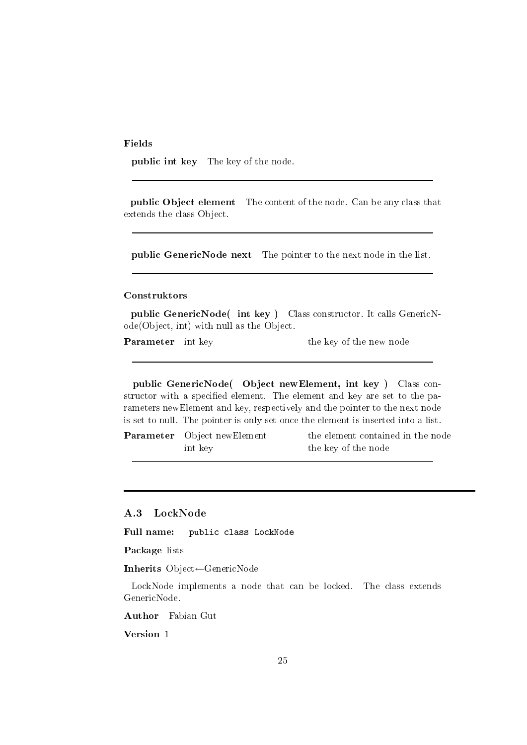#### Fields

**public int key** The key of the node.

---

**public Object element** The content of the node. Can be any class that extends the class Object.

---

**public GenericNode next** The pointer to the next node in the list.

---

#### Construktors

**public GenericNode( int key )** Class constructor. It calls GenericNode(Object, int) with null as the Object.

| | | |
|---|---|---|
| **Parameter** | int key | the key of the new node |

---

**public GenericNode( Object newElement, int key )** Class constructor with a specified element. The element and key are set to the parameters newElement and key, respectively and the pointer to the next node is set to null. The pointer is only set once the element is inserted into a list.

| | | |
|---|---|---|
| **Parameter** | Object newElement | the element contained in the node |
| | int key | the key of the node |

---

---

### A.3 LockNode

**Full name:** `public class LockNode`

**Package** lists

**Inherits** Object←GenericNode

LockNode implements a node that can be locked. The class extends GenericNode.

**Author** Fabian Gut

**Version** 1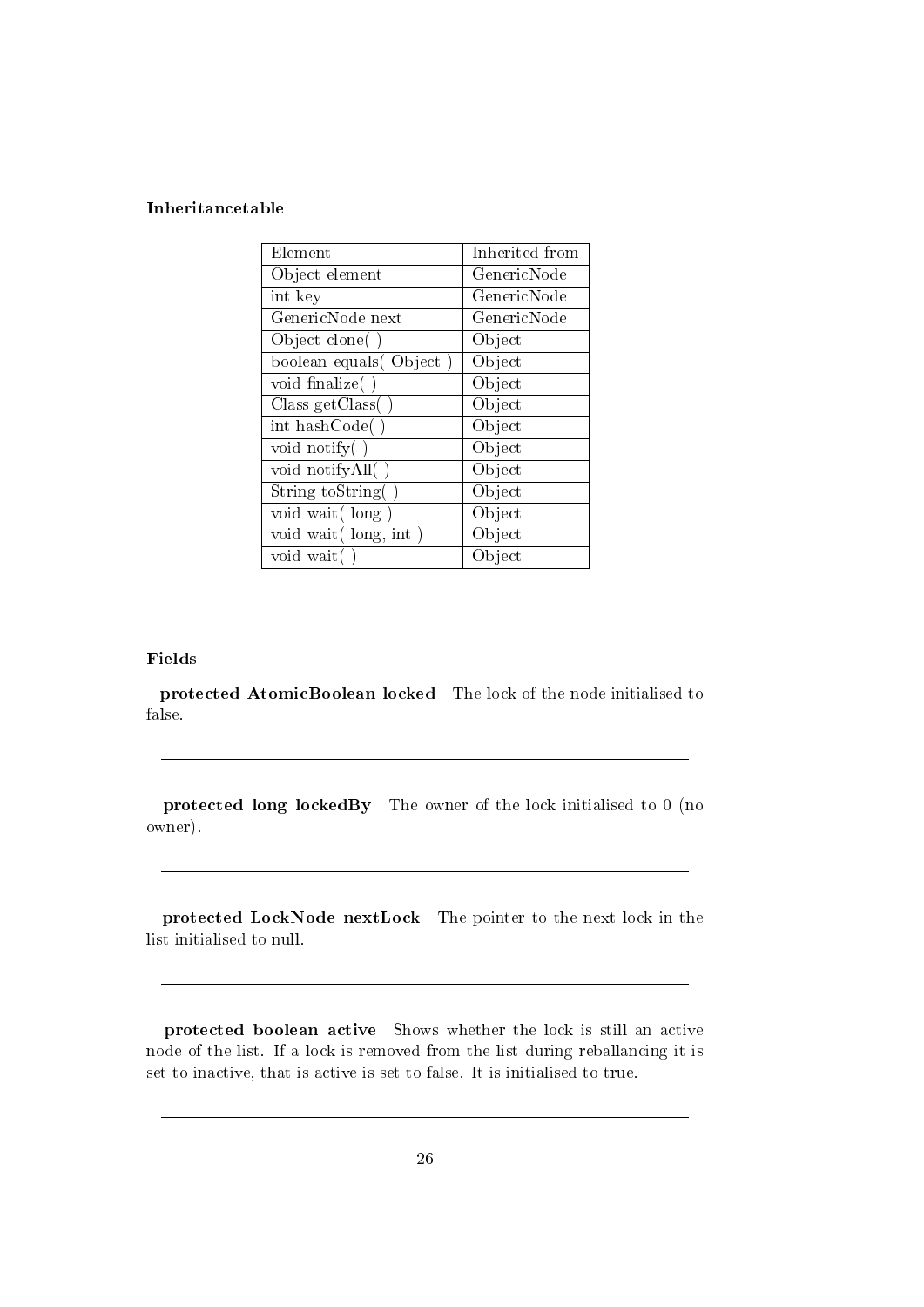**Inheritancetable**

| Element | Inherited from |
|---|---|
| Object element | GenericNode |
| int key | GenericNode |
| GenericNode next | GenericNode |
| Object clone( ) | Object |
| boolean equals( Object ) | Object |
| void finalize( ) | Object |
| Class getClass( ) | Object |
| int hashCode( ) | Object |
| void notify( ) | Object |
| void notifyAll( ) | Object |
| String toString( ) | Object |
| void wait( long ) | Object |
| void wait( long, int ) | Object |
| void wait( ) | Object |

**Fields**

**protected AtomicBoolean locked** The lock of the node initialised to false.

---

**protected long lockedBy** The owner of the lock initialised to 0 (no owner).

---

**protected LockNode nextLock** The pointer to the next lock in the list initialised to null.

---

**protected boolean active** Shows whether the lock is still an active node of the list. If a lock is removed from the list during reballancing it is set to inactive, that is active is set to false. It is initialised to true.

---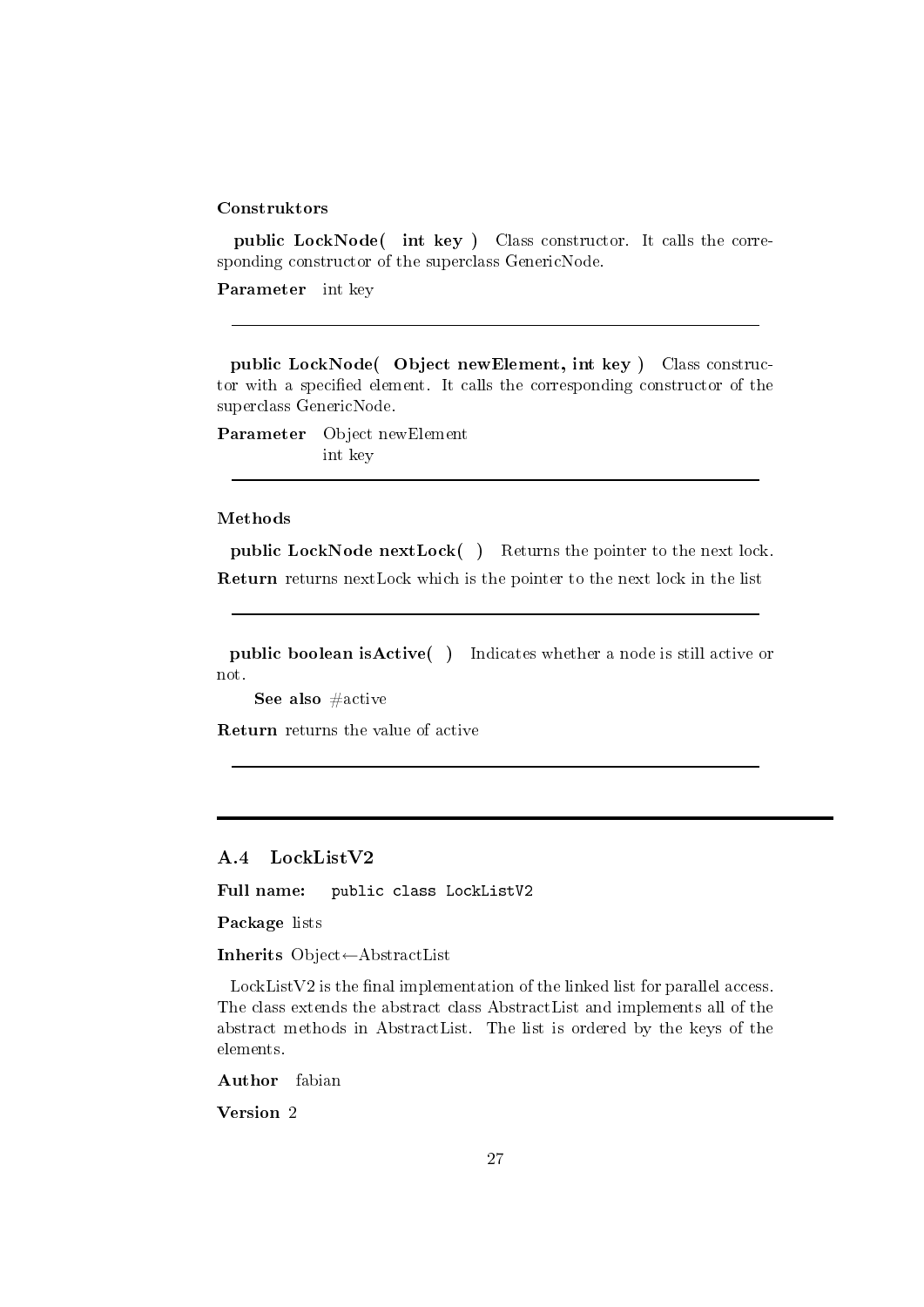#### Construktors

**public LockNode( int key )** Class constructor. It calls the corresponding constructor of the superclass GenericNode.

**Parameter** int key

---

**public LockNode( Object newElement, int key )** Class constructor with a specified element. It calls the corresponding constructor of the superclass GenericNode.

**Parameter** Object newElement
int key

---

#### Methods

**public LockNode nextLock( )** Returns the pointer to the next lock.

**Return** returns nextLock which is the pointer to the next lock in the list

---

**public boolean isActive( )** Indicates whether a node is still active or not.

**See also** #active

**Return** returns the value of active

---

### A.4 LockListV2

**Full name:** `public class LockListV2`

**Package** lists

**Inherits** Object←AbstractList

LockListV2 is the final implementation of the linked list for parallel access. The class extends the abstract class AbstractList and implements all of the abstract methods in AbstractList. The list is ordered by the keys of the elements.

**Author** fabian

**Version** 2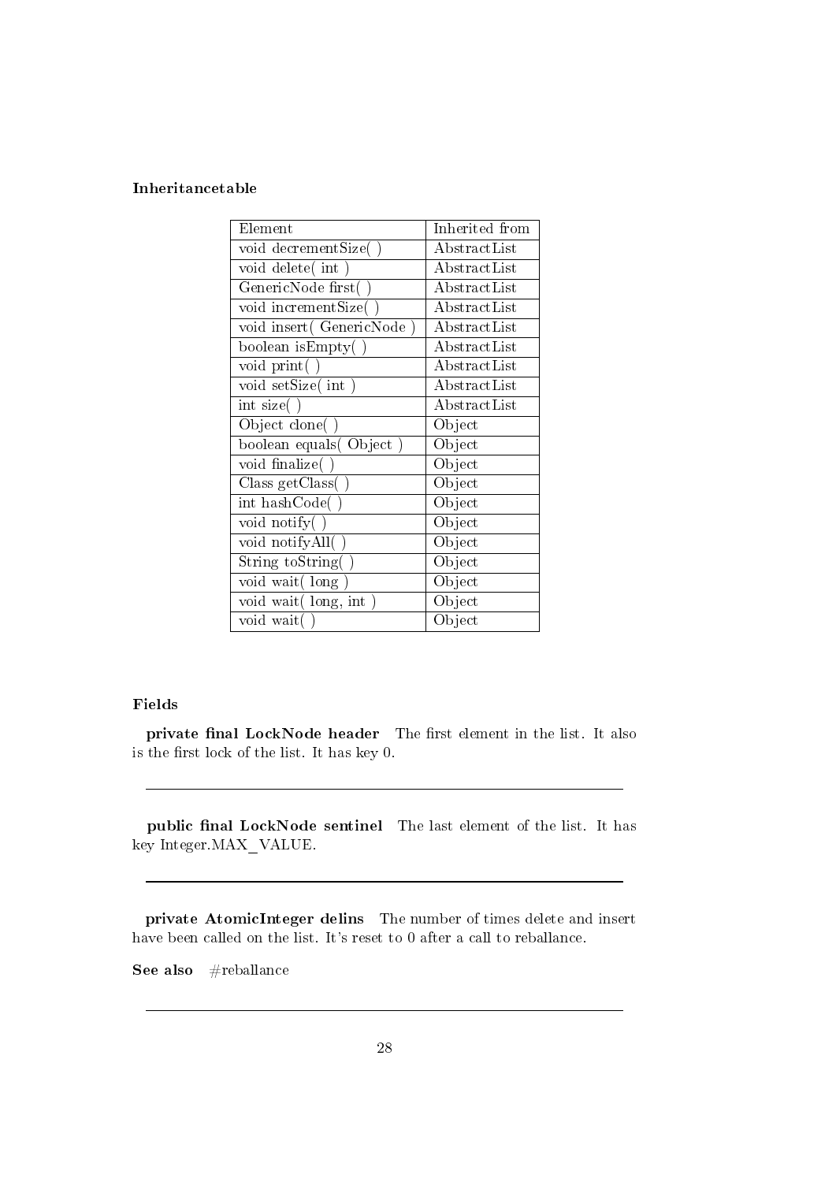#### Inheritancetable

| Element | Inherited from |
|---|---|
| void decrementSize( ) | AbstractList |
| void delete( int ) | AbstractList |
| GenericNode first( ) | AbstractList |
| void incrementSize( ) | AbstractList |
| void insert( GenericNode ) | AbstractList |
| boolean isEmpty( ) | AbstractList |
| void print( ) | AbstractList |
| void setSize( int ) | AbstractList |
| int size( ) | AbstractList |
| Object clone( ) | Object |
| boolean equals( Object ) | Object |
| void finalize( ) | Object |
| Class getClass( ) | Object |
| int hashCode( ) | Object |
| void notify( ) | Object |
| void notifyAll( ) | Object |
| String toString( ) | Object |
| void wait( long ) | Object |
| void wait( long, int ) | Object |
| void wait( ) | Object |

#### Fields

**private final LockNode header** The first element in the list. It also is the first lock of the list. It has key 0.

---

**public final LockNode sentinel** The last element of the list. It has key Integer.MAX_VALUE.

---

**private AtomicInteger delins** The number of times delete and insert have been called on the list. It's reset to 0 after a call to reballance.

**See also** #reballance

---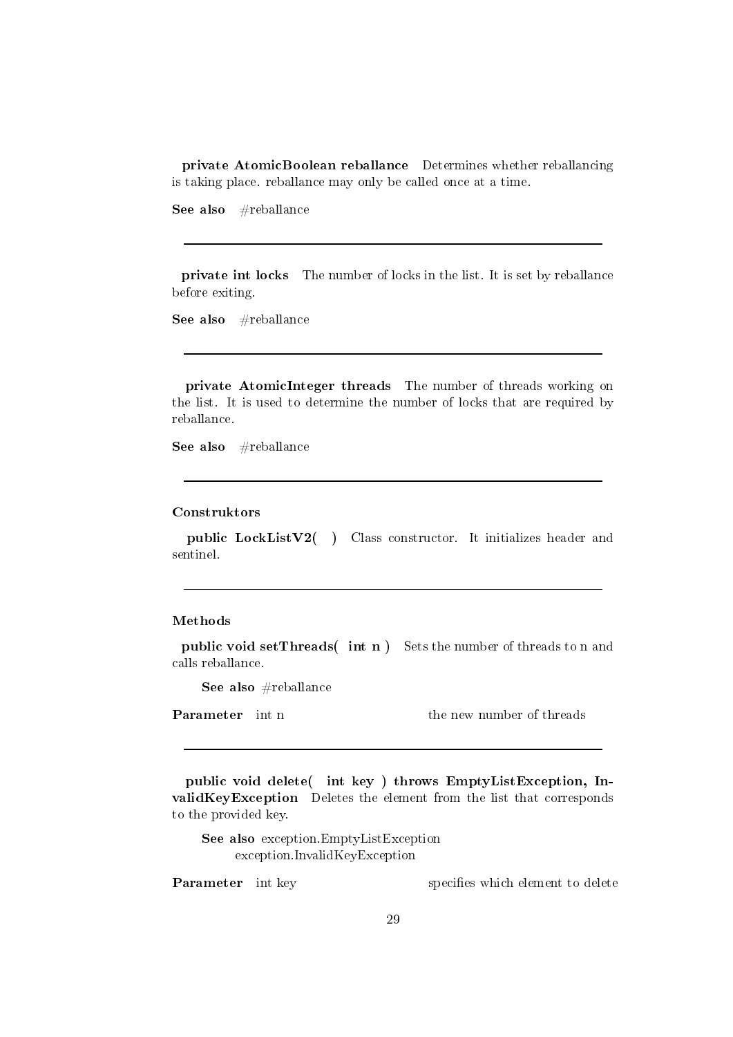**private AtomicBoolean reballance** Determines whether reballancing is taking place. reballance may only be called once at a time.

**See also** #reballance

---

**private int locks** The number of locks in the list. It is set by reballance before exiting.

**See also** #reballance

---

**private AtomicInteger threads** The number of threads working on the list. It is used to determine the number of locks that are required by reballance.

**See also** #reballance

---

**Construktors**

**public LockListV2( )** Class constructor. It initializes header and sentinel.

---

**Methods**

**public void setThreads( int n )** Sets the number of threads to n and calls reballance.

**See also** #reballance

**Parameter** int n the new number of threads

---

**public void delete( int key ) throws EmptyListException, InvalidKeyException** Deletes the element from the list that corresponds to the provided key.

**See also** exception.EmptyListException
exception.InvalidKeyException

**Parameter** int key specifies which element to delete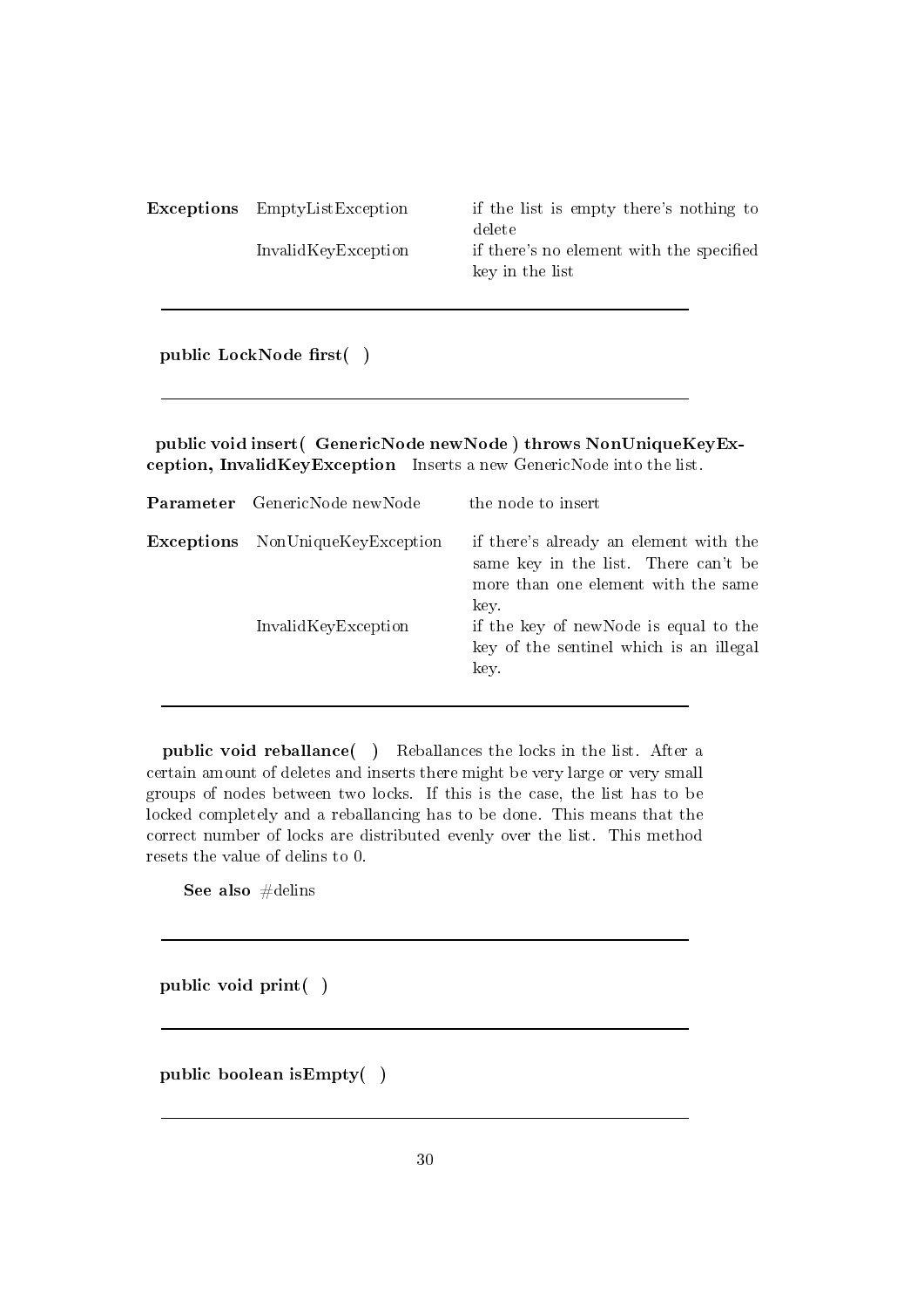| **Exceptions** | EmptyListException | if the list is empty there's nothing to delete |
|---|---|---|
| | InvalidKeyException | if there's no element with the specified key in the list |

---

**public LockNode first( )**

---

**public void insert( GenericNode newNode ) throws NonUniqueKeyException, InvalidKeyException** Inserts a new GenericNode into the list.

| **Parameter** | GenericNode newNode | the node to insert |
|---|---|---|

| **Exceptions** | NonUniqueKeyException | if there's already an element with the same key in the list. There can't be more than one element with the same key. |
|---|---|---|
| | InvalidKeyException | if the key of newNode is equal to the key of the sentinel which is an illegal key. |

---

**public void reballance( )** Reballances the locks in the list. After a certain amount of deletes and inserts there might be very large or very small groups of nodes between two locks. If this is the case, the list has to be locked completely and a reballancing has to be done. This means that the correct number of locks are distributed evenly over the list. This method resets the value of delins to 0.

**See also** #delins

---

**public void print( )**

---

**public boolean isEmpty( )**

---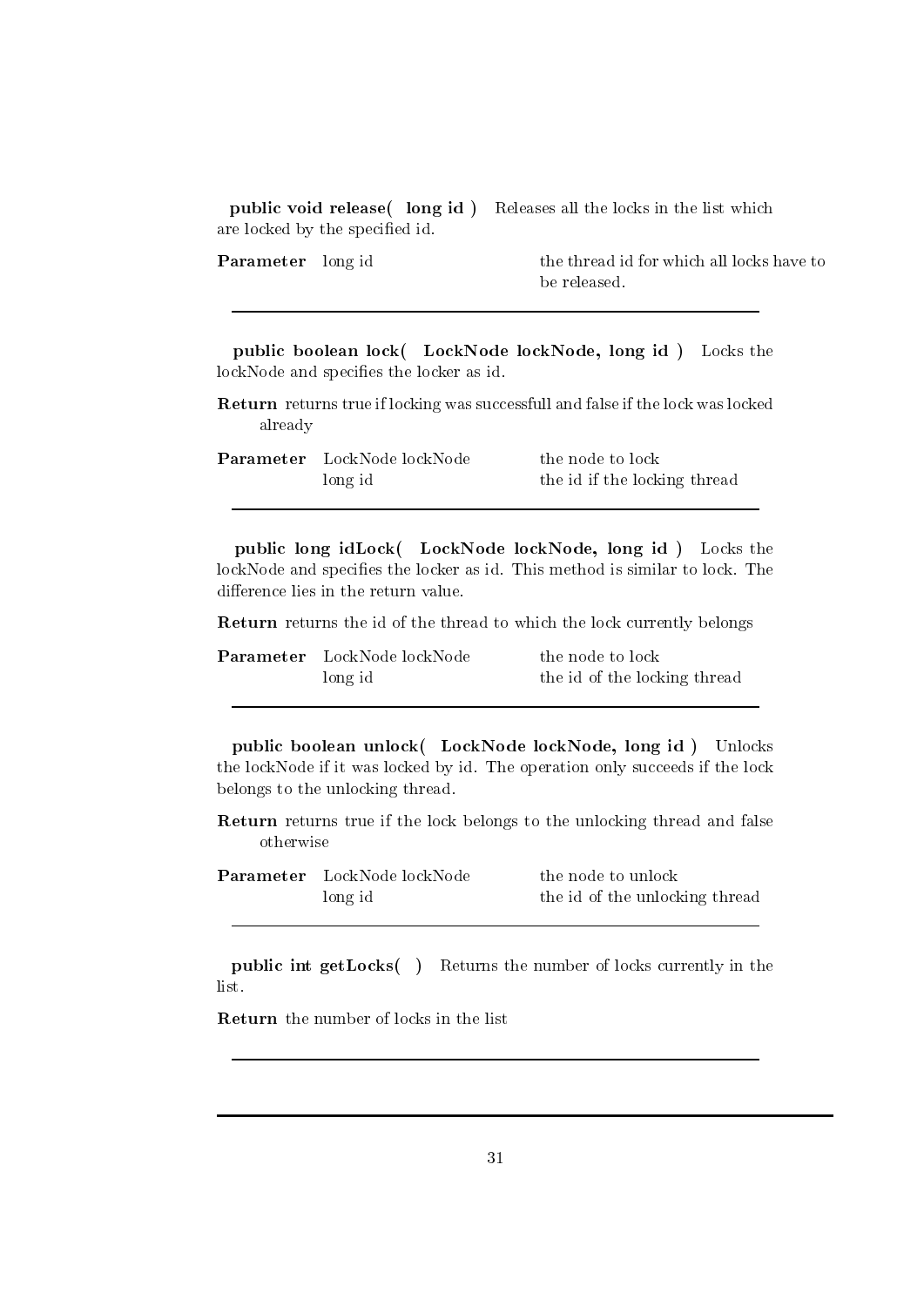**public void release( long id )** Releases all the locks in the list which are locked by the specified id.

| **Parameter** | long id | the thread id for which all locks have to be released. |
|---|---|---|

---

**public boolean lock( LockNode lockNode, long id )** Locks the lockNode and specifies the locker as id.

**Return** returns true if locking was successfull and false if the lock was locked already

| **Parameter** | LockNode lockNode | the node to lock |
|---|---|---|
| | long id | the id if the locking thread |

---

**public long idLock( LockNode lockNode, long id )** Locks the lockNode and specifies the locker as id. This method is similar to lock. The difference lies in the return value.

**Return** returns the id of the thread to which the lock currently belongs

| **Parameter** | LockNode lockNode | the node to lock |
|---|---|---|
| | long id | the id of the locking thread |

---

**public boolean unlock( LockNode lockNode, long id )** Unlocks the lockNode if it was locked by id. The operation only succeeds if the lock belongs to the unlocking thread.

**Return** returns true if the lock belongs to the unlocking thread and false otherwise

| **Parameter** | LockNode lockNode | the node to unlock |
|---|---|---|
| | long id | the id of the unlocking thread |

---

**public int getLocks( )** Returns the number of locks currently in the list.

**Return** the number of locks in the list

---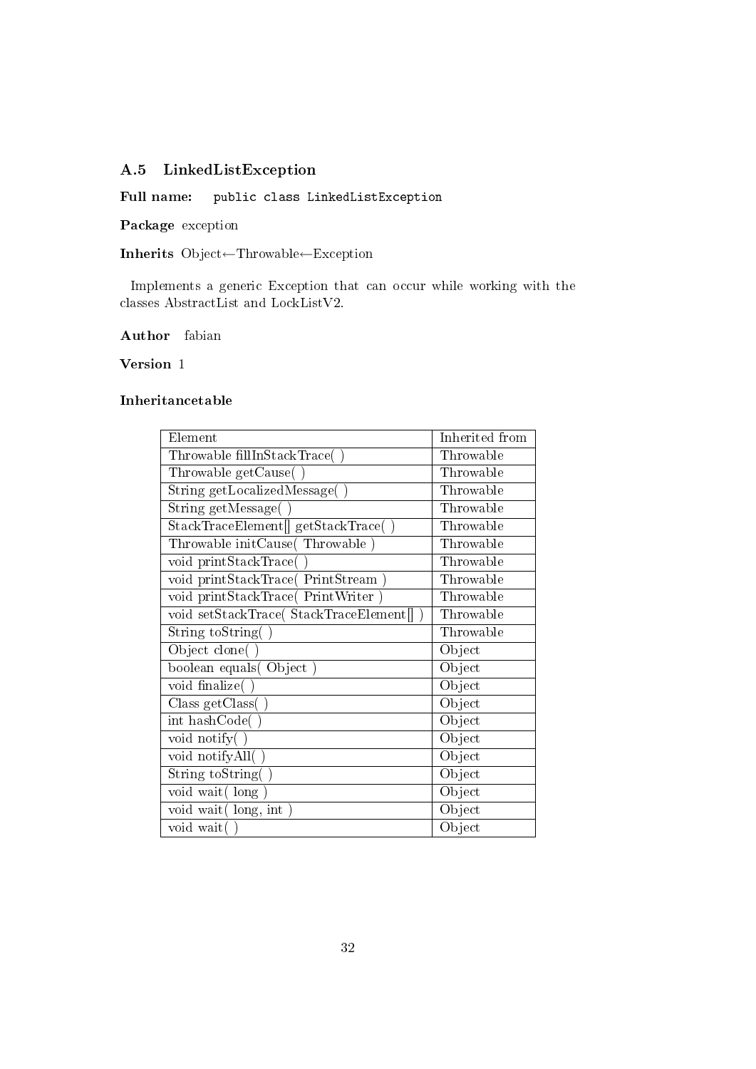### A.5 LinkedListException

**Full name:** `public class LinkedListException`

**Package** exception

**Inherits** Object←Throwable←Exception

Implements a generic Exception that can occur while working with the classes AbstractList and LockListV2.

**Author** fabian

**Version** 1

#### Inheritancetable

| Element | Inherited from |
|---|---|
| Throwable fillInStackTrace( ) | Throwable |
| Throwable getCause( ) | Throwable |
| String getLocalizedMessage( ) | Throwable |
| String getMessage( ) | Throwable |
| StackTraceElement[] getStackTrace( ) | Throwable |
| Throwable initCause( Throwable ) | Throwable |
| void printStackTrace( ) | Throwable |
| void printStackTrace( PrintStream ) | Throwable |
| void printStackTrace( PrintWriter ) | Throwable |
| void setStackTrace( StackTraceElement[] ) | Throwable |
| String toString( ) | Throwable |
| Object clone( ) | Object |
| boolean equals( Object ) | Object |
| void finalize( ) | Object |
| Class getClass( ) | Object |
| int hashCode( ) | Object |
| void notify( ) | Object |
| void notifyAll( ) | Object |
| String toString( ) | Object |
| void wait( long ) | Object |
| void wait( long, int ) | Object |
| void wait( ) | Object |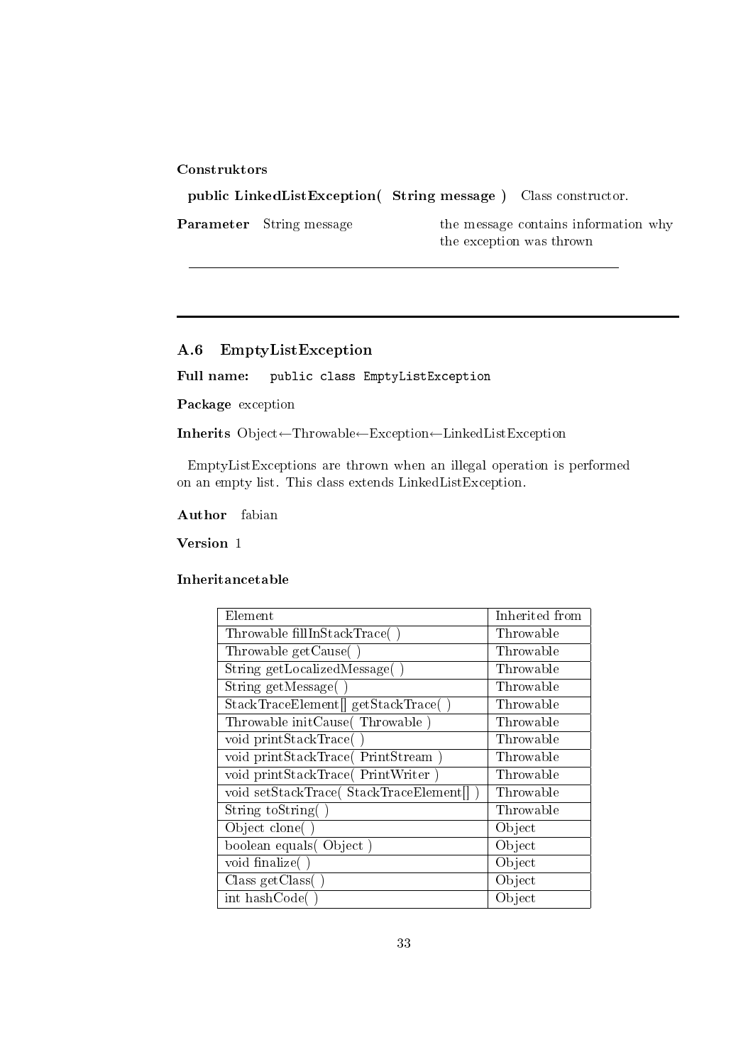**Construktors**

**public LinkedListException( String message )** Class constructor.

**Parameter** String message — the message contains information why the exception was thrown

---

---

## A.6 EmptyListException

**Full name:** `public class EmptyListException`

**Package** exception

**Inherits** Object←Throwable←Exception←LinkedListException

EmptyListExceptions are thrown when an illegal operation is performed on an empty list. This class extends LinkedListException.

**Author** fabian

**Version** 1

**Inheritancetable**

| Element | Inherited from |
|---|---|
| Throwable fillInStackTrace( ) | Throwable |
| Throwable getCause( ) | Throwable |
| String getLocalizedMessage( ) | Throwable |
| String getMessage( ) | Throwable |
| StackTraceElement[] getStackTrace( ) | Throwable |
| Throwable initCause( Throwable ) | Throwable |
| void printStackTrace( ) | Throwable |
| void printStackTrace( PrintStream ) | Throwable |
| void printStackTrace( PrintWriter ) | Throwable |
| void setStackTrace( StackTraceElement[] ) | Throwable |
| String toString( ) | Throwable |
| Object clone( ) | Object |
| boolean equals( Object ) | Object |
| void finalize( ) | Object |
| Class getClass( ) | Object |
| int hashCode( ) | Object |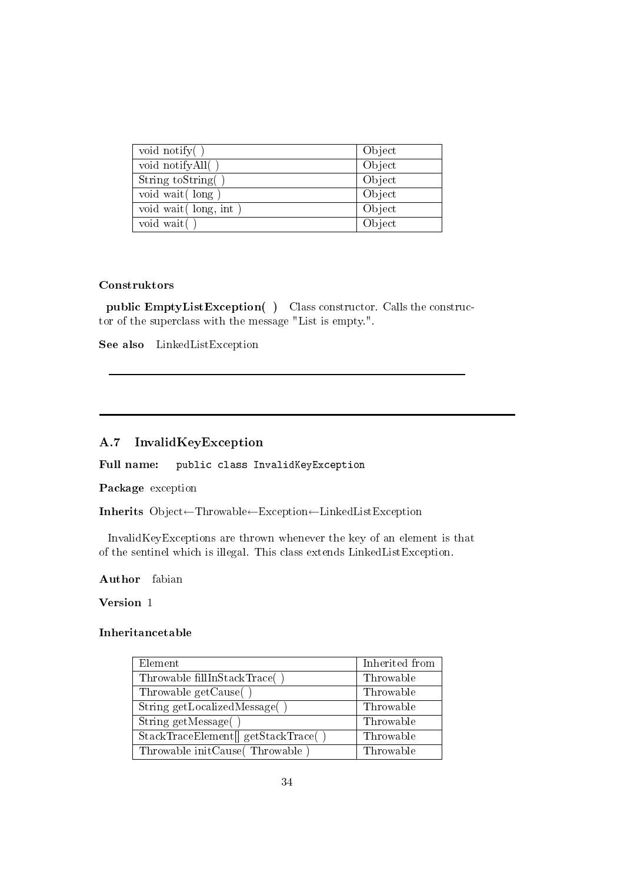| void notify( ) | Object |
|---|---|
| void notifyAll( ) | Object |
| String toString( ) | Object |
| void wait( long ) | Object |
| void wait( long, int ) | Object |
| void wait( ) | Object |

#### Construktors

**public EmptyListException( )** Class constructor. Calls the constructor of the superclass with the message "List is empty.".

**See also** LinkedListException

---

---

## A.7 InvalidKeyException

**Full name:** `public class InvalidKeyException`

**Package** exception

**Inherits** Object←Throwable←Exception←LinkedListException

InvalidKeyExceptions are thrown whenever the key of an element is that of the sentinel which is illegal. This class extends LinkedListException.

**Author** fabian

**Version** 1

#### Inheritancetable

| Element | Inherited from |
|---|---|
| Throwable fillInStackTrace( ) | Throwable |
| Throwable getCause( ) | Throwable |
| String getLocalizedMessage( ) | Throwable |
| String getMessage( ) | Throwable |
| StackTraceElement[] getStackTrace( ) | Throwable |
| Throwable initCause( Throwable ) | Throwable |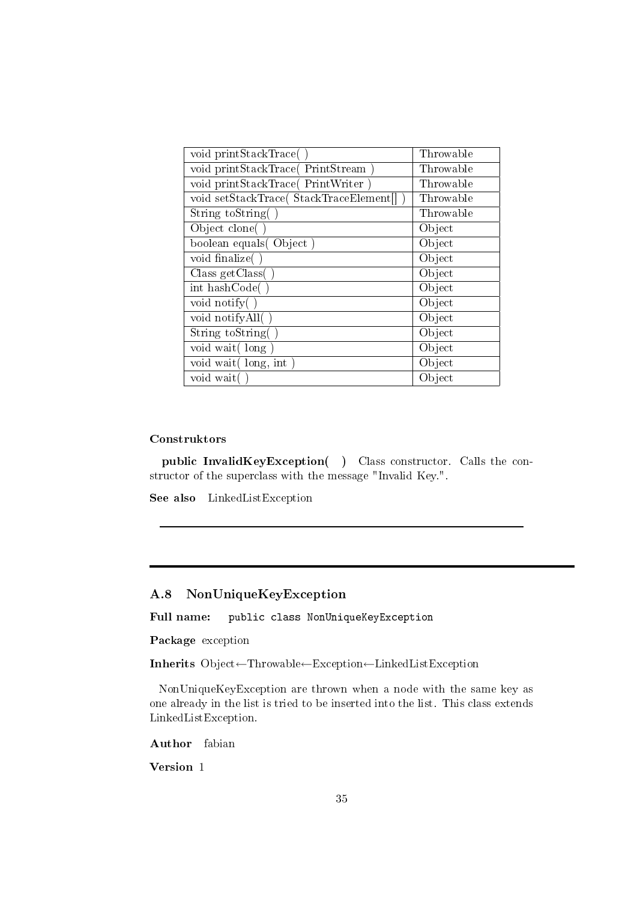| void printStackTrace( ) | Throwable |
|---|---|
| void printStackTrace( PrintStream ) | Throwable |
| void printStackTrace( PrintWriter ) | Throwable |
| void setStackTrace( StackTraceElement[] ) | Throwable |
| String toString( ) | Throwable |
| Object clone( ) | Object |
| boolean equals( Object ) | Object |
| void finalize( ) | Object |
| Class getClass( ) | Object |
| int hashCode( ) | Object |
| void notify( ) | Object |
| void notifyAll( ) | Object |
| String toString( ) | Object |
| void wait( long ) | Object |
| void wait( long, int ) | Object |
| void wait( ) | Object |

**Construktors**

**public InvalidKeyException( )** Class constructor. Calls the constructor of the superclass with the message "Invalid Key.".

**See also** LinkedListException

---

## A.8 NonUniqueKeyException

**Full name:** `public class NonUniqueKeyException`

**Package** exception

**Inherits** Object←Throwable←Exception←LinkedListException

NonUniqueKeyException are thrown when a node with the same key as one already in the list is tried to be inserted into the list. This class extends LinkedListException.

**Author** fabian

**Version** 1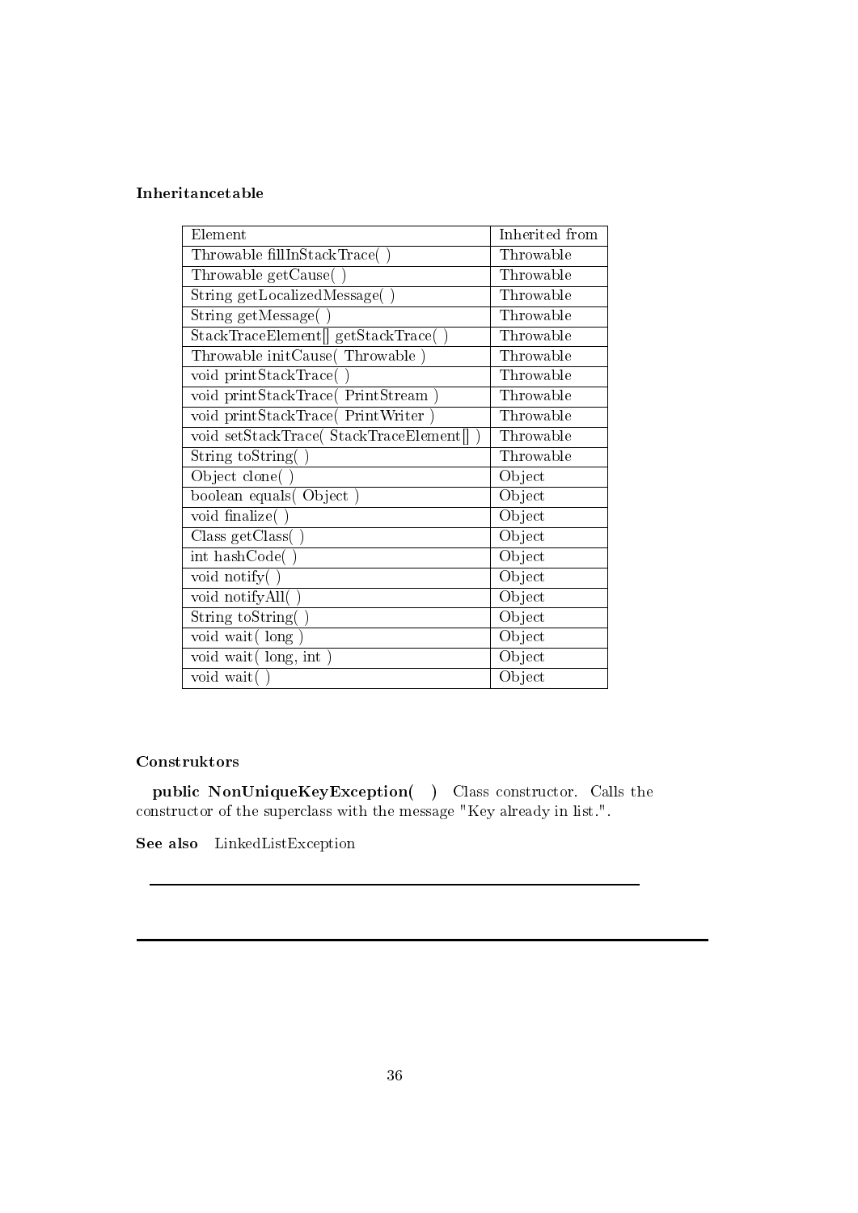#### Inheritancetable

| Element | Inherited from |
| --- | --- |
| Throwable fillInStackTrace( ) | Throwable |
| Throwable getCause( ) | Throwable |
| String getLocalizedMessage( ) | Throwable |
| String getMessage( ) | Throwable |
| StackTraceElement[] getStackTrace( ) | Throwable |
| Throwable initCause( Throwable ) | Throwable |
| void printStackTrace( ) | Throwable |
| void printStackTrace( PrintStream ) | Throwable |
| void printStackTrace( PrintWriter ) | Throwable |
| void setStackTrace( StackTraceElement[] ) | Throwable |
| String toString( ) | Throwable |
| Object clone( ) | Object |
| boolean equals( Object ) | Object |
| void finalize( ) | Object |
| Class getClass( ) | Object |
| int hashCode( ) | Object |
| void notify( ) | Object |
| void notifyAll( ) | Object |
| String toString( ) | Object |
| void wait( long ) | Object |
| void wait( long, int ) | Object |
| void wait( ) | Object |

#### Construktors

**public NonUniqueKeyException( )** Class constructor. Calls the constructor of the superclass with the message "Key already in list.".

**See also** LinkedListException

---

---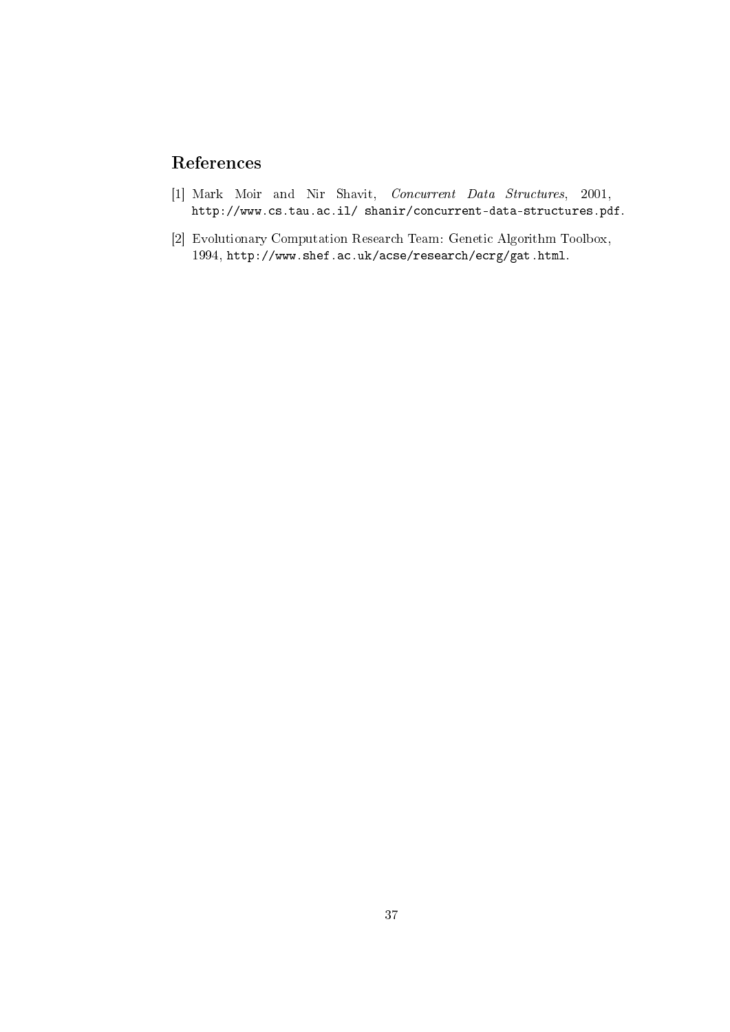## References

[1] Mark Moir and Nir Shavit, *Concurrent Data Structures*, 2001, `http://www.cs.tau.ac.il/ shanir/concurrent-data-structures.pdf`.

[2] Evolutionary Computation Research Team: Genetic Algorithm Toolbox, 1994, `http://www.shef.ac.uk/acse/research/ecrg/gat.html`.